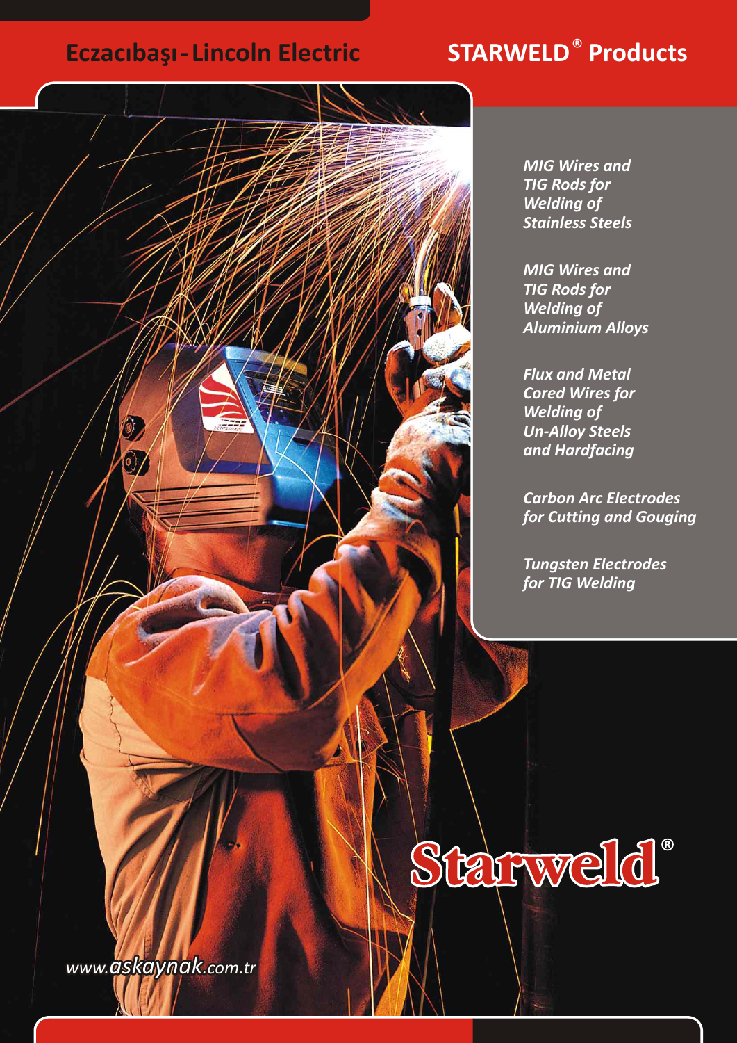# Eczacıbaşı - Lincoln Electric

# STARWELD® Products

*MIG Wires and TIG Rods for Welding of Stainless Steels*

*MIG Wires and TIG Rods for Welding of Aluminium Alloys*

*Flux and Metal Cored Wires for Welding of Un-Alloy Steels and Hardfacing*

*Carbon Arc Electrodes for Cutting and Gouging*

*Tungsten Electrodes for TIG Welding*

Starweld®

www.askaynak.com.tr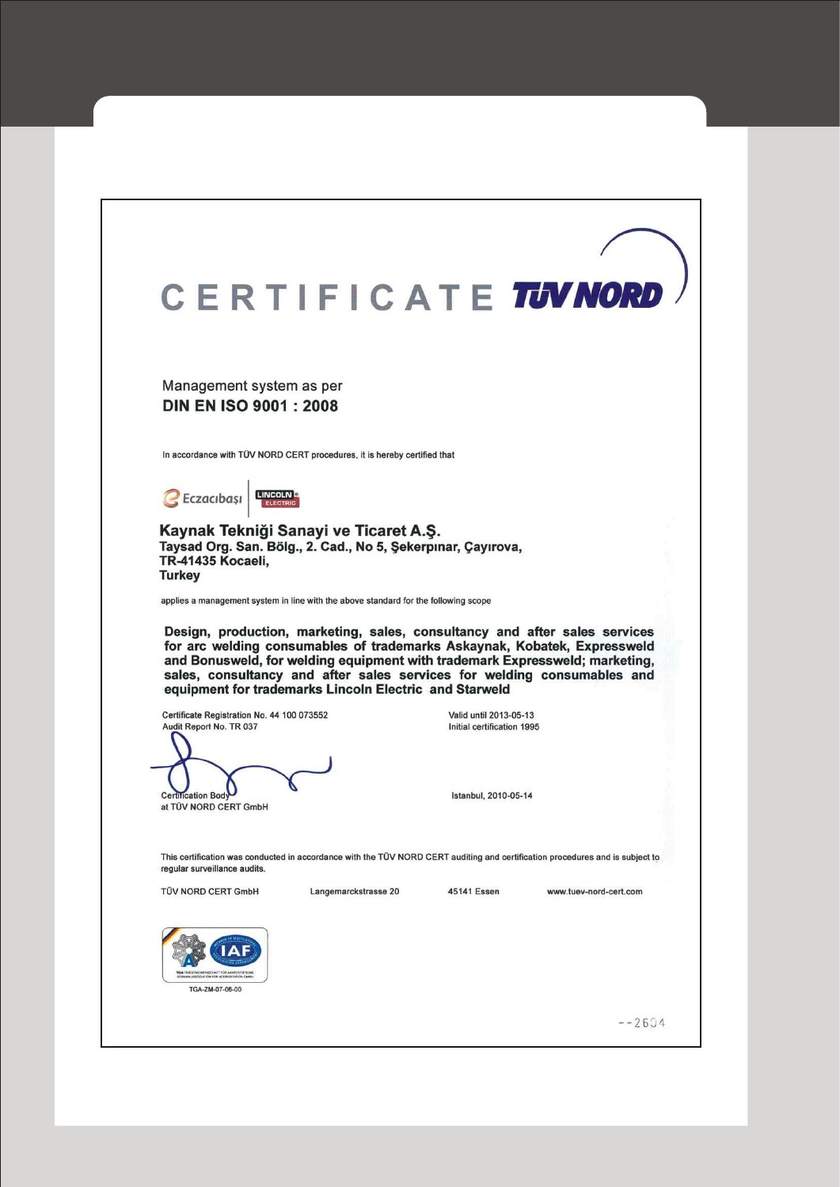# CERTIFICATE TÜV NORD

Management system as per
**DIN EN ISO 9001 : 2008**

In accordance with TÜV NORD CERT procedures, it is hereby certified that

Eczacıbaşı | LINCOLN ELECTRIC

**Kaynak Tekniği Sanayi ve Ticaret A.Ş.**
**Taysad Org. San. Bölg., 2. Cad., No 5, Şekerpınar, Çayırova,**
**TR-41435 Kocaeli,**
**Turkey**

applies a management system in line with the above standard for the following scope

**Design, production, marketing, sales, consultancy and after sales services for arc welding consumables of trademarks Askaynak, Kobatek, Expressweld and Bonusweld, for welding equipment with trademark Expressweld; marketing, sales, consultancy and after sales services for welding consumables and equipment for trademarks Lincoln Electric and Starweld**

Certificate Registration No. 44 100 073552
Audit Report No. TR 037

Valid until 2013-05-13
Initial certification 1995

Certification Body
at TÜV NORD CERT GmbH

Istanbul, 2010-05-14

This certification was conducted in accordance with the TÜV NORD CERT auditing and certification procedures and is subject to regular surveillance audits.

TÜV NORD CERT GmbH  Langemarckstrasse 20  45141 Essen  www.tuev-nord-cert.com

IAF

TGA-ZM-07-08-00

--2604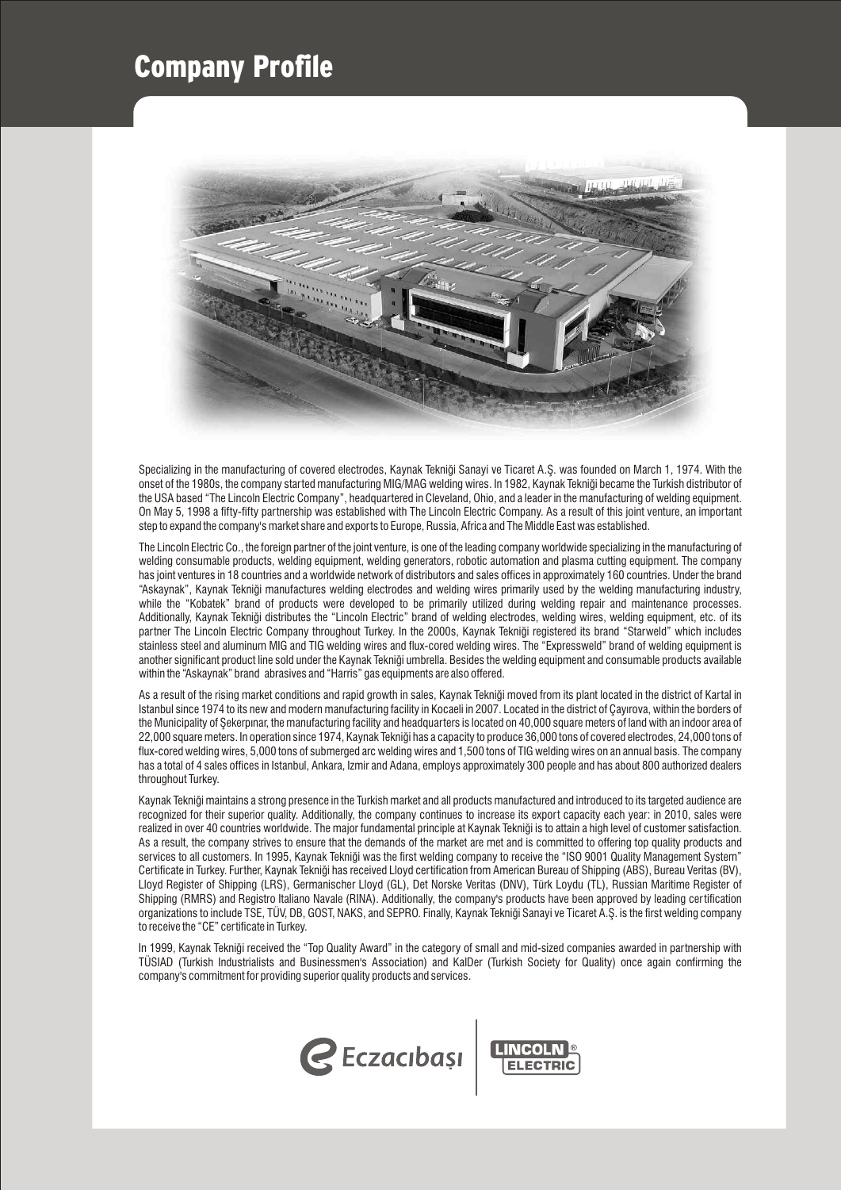# Company Profile

Specializing in the manufacturing of covered electrodes, Kaynak Tekniği Sanayi ve Ticaret A.Ş. was founded on March 1, 1974. With the onset of the 1980s, the company started manufacturing MIG/MAG welding wires. In 1982, Kaynak Tekniği became the Turkish distributor of the USA based "The Lincoln Electric Company", headquartered in Cleveland, Ohio, and a leader in the manufacturing of welding equipment. On May 5, 1998 a fifty-fifty partnership was established with The Lincoln Electric Company. As a result of this joint venture, an important step to expand the company's market share and exports to Europe, Russia, Africa and The Middle East was established.

The Lincoln Electric Co., the foreign partner of the joint venture, is one of the leading company worldwide specializing in the manufacturing of welding consumable products, welding equipment, welding generators, robotic automation and plasma cutting equipment. The company has joint ventures in 18 countries and a worldwide network of distributors and sales offices in approximately 160 countries. Under the brand "Askaynak", Kaynak Tekniği manufactures welding electrodes and welding wires primarily used by the welding manufacturing industry, while the "Kobatek" brand of products were developed to be primarily utilized during welding repair and maintenance processes. Additionally, Kaynak Tekniği distributes the "Lincoln Electric" brand of welding electrodes, welding wires, welding equipment, etc. of its partner The Lincoln Electric Company throughout Turkey. In the 2000s, Kaynak Tekniği registered its brand "Starweld" which includes stainless steel and aluminum MIG and TIG welding wires and flux-cored welding wires. The "Expressweld" brand of welding equipment is another significant product line sold under the Kaynak Tekniği umbrella. Besides the welding equipment and consumable products available within the "Askaynak" brand abrasives and "Harris" gas equipments are also offered.

As a result of the rising market conditions and rapid growth in sales, Kaynak Tekniği moved from its plant located in the district of Kartal in Istanbul since 1974 to its new and modern manufacturing facility in Kocaeli in 2007. Located in the district of Çayırova, within the borders of the Municipality of Şekerpınar, the manufacturing facility and headquarters is located on 40,000 square meters of land with an indoor area of 22,000 square meters. In operation since 1974, Kaynak Tekniği has a capacity to produce 36,000 tons of covered electrodes, 24,000 tons of flux-cored welding wires, 5,000 tons of submerged arc welding wires and 1,500 tons of TIG welding wires on an annual basis. The company has a total of 4 sales offices in Istanbul, Ankara, Izmir and Adana, employs approximately 300 people and has about 800 authorized dealers throughout Turkey.

Kaynak Tekniği maintains a strong presence in the Turkish market and all products manufactured and introduced to its targeted audience are recognized for their superior quality. Additionally, the company continues to increase its export capacity each year: in 2010, sales were realized in over 40 countries worldwide. The major fundamental principle at Kaynak Tekniği is to attain a high level of customer satisfaction. As a result, the company strives to ensure that the demands of the market are met and is committed to offering top quality products and services to all customers. In 1995, Kaynak Tekniği was the first welding company to receive the "ISO 9001 Quality Management System" Certificate in Turkey. Further, Kaynak Tekniği has received Lloyd certification from American Bureau of Shipping (ABS), Bureau Veritas (BV), Lloyd Register of Shipping (LRS), Germanischer Lloyd (GL), Det Norske Veritas (DNV), Türk Loydu (TL), Russian Maritime Register of Shipping (RMRS) and Registro Italiano Navale (RINA). Additionally, the company's products have been approved by leading certification organizations to include TSE, TÜV, DB, GOST, NAKS, and SEPRO. Finally, Kaynak Tekniği Sanayi ve Ticaret A.Ş. is the first welding company to receive the "CE" certificate in Turkey.

In 1999, Kaynak Tekniği received the "Top Quality Award" in the category of small and mid-sized companies awarded in partnership with TÜSIAD (Turkish Industrialists and Businessmen's Association) and KalDer (Turkish Society for Quality) once again confirming the company's commitment for providing superior quality products and services.

Eczacıbaşı | LINCOLN ELECTRIC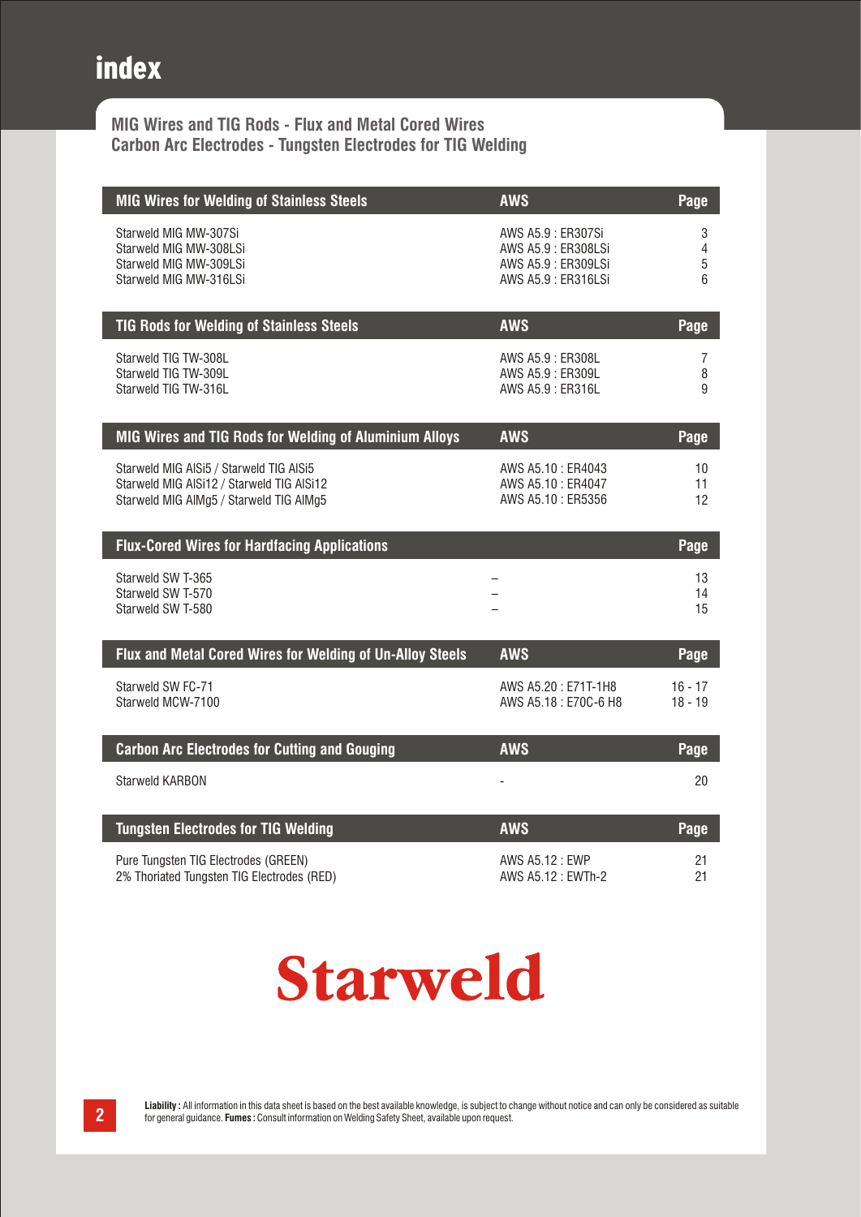# index

## MIG Wires and TIG Rods - Flux and Metal Cored Wires
## Carbon Arc Electrodes - Tungsten Electrodes for TIG Welding

| MIG Wires for Welding of Stainless Steels | AWS | Page |
|---|---|---|
| Starweld MIG MW-307Si | AWS A5.9 : ER307Si | 3 |
| Starweld MIG MW-308LSi | AWS A5.9 : ER308LSi | 4 |
| Starweld MIG MW-309LSi | AWS A5.9 : ER309LSi | 5 |
| Starweld MIG MW-316LSi | AWS A5.9 : ER316LSi | 6 |

| TIG Rods for Welding of Stainless Steels | AWS | Page |
|---|---|---|
| Starweld TIG TW-308L | AWS A5.9 : ER308L | 7 |
| Starweld TIG TW-309L | AWS A5.9 : ER309L | 8 |
| Starweld TIG TW-316L | AWS A5.9 : ER316L | 9 |

| MIG Wires and TIG Rods for Welding of Aluminium Alloys | AWS | Page |
|---|---|---|
| Starweld MIG AlSi5 / Starweld TIG AlSi5 | AWS A5.10 : ER4043 | 10 |
| Starweld MIG AlSi12 / Starweld TIG AlSi12 | AWS A5.10 : ER4047 | 11 |
| Starweld MIG AlMg5 / Starweld TIG AlMg5 | AWS A5.10 : ER5356 | 12 |

| Flux-Cored Wires for Hardfacing Applications | | Page |
|---|---|---|
| Starweld SW T-365 | – | 13 |
| Starweld SW T-570 | – | 14 |
| Starweld SW T-580 | – | 15 |

| Flux and Metal Cored Wires for Welding of Un-Alloy Steels | AWS | Page |
|---|---|---|
| Starweld SW FC-71 | AWS A5.20 : E71T-1H8 | 16 - 17 |
| Starweld MCW-7100 | AWS A5.18 : E70C-6 H8 | 18 - 19 |

| Carbon Arc Electrodes for Cutting and Gouging | AWS | Page |
|---|---|---|
| Starweld KARBON | - | 20 |

| Tungsten Electrodes for TIG Welding | AWS | Page |
|---|---|---|
| Pure Tungsten TIG Electrodes (GREEN) | AWS A5.12 : EWP | 21 |
| 2% Thoriated Tungsten TIG Electrodes (RED) | AWS A5.12 : EWTh-2 | 21 |

**Starweld**

**Liability :** All information in this data sheet is based on the best available knowledge, is subject to change without notice and can only be considered as suitable for general guidance. **Fumes :** Consult information on Welding Safety Sheet, available upon request.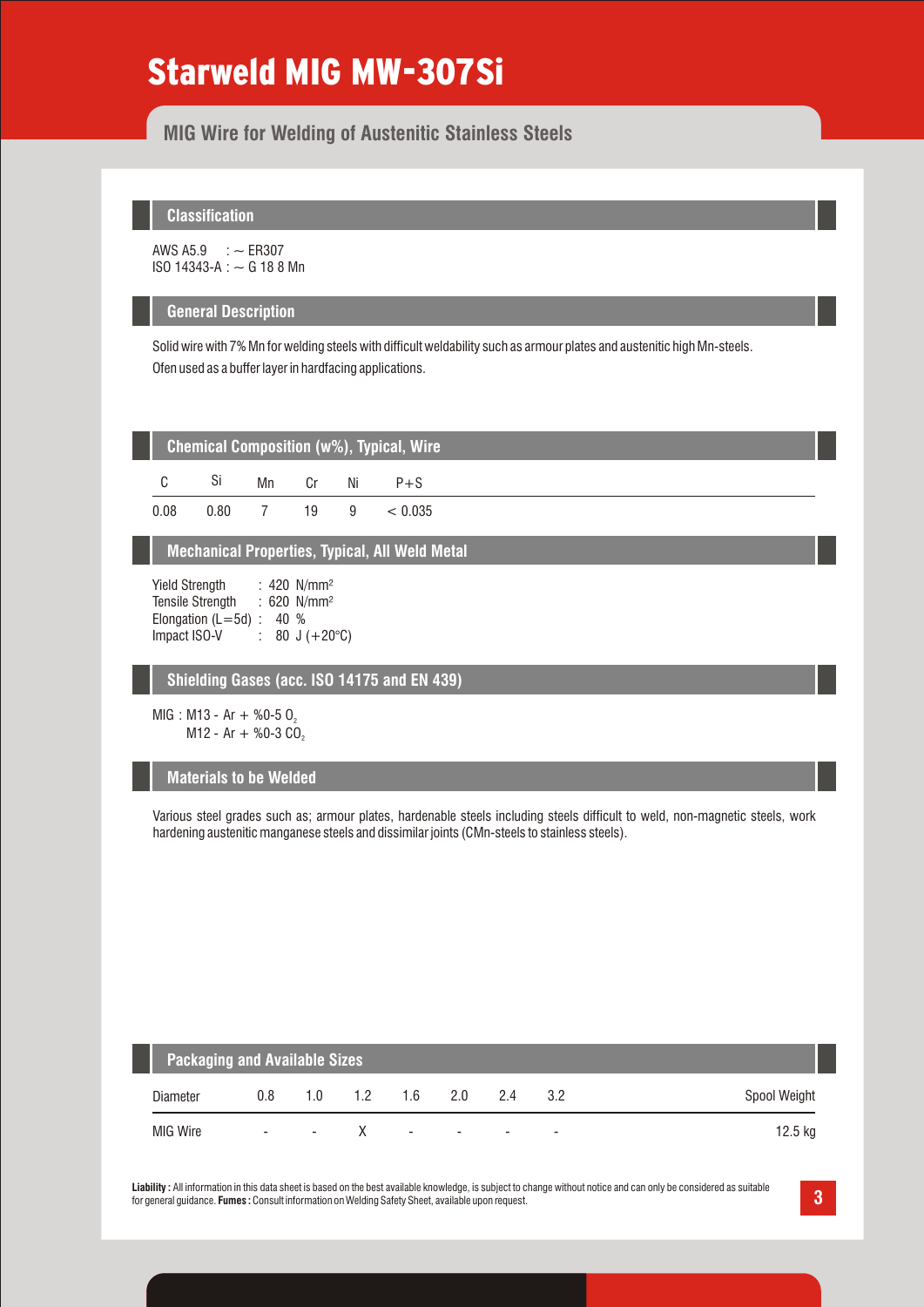# Starweld MIG MW-307Si

## MIG Wire for Welding of Austenitic Stainless Steels

### Classification

AWS A5.9 : ~ ER307
ISO 14343-A : ~ G 18 8 Mn

### General Description

Solid wire with 7% Mn for welding steels with difficult weldability such as armour plates and austenitic high Mn-steels.
Ofen used as a buffer layer in hardfacing applications.

### Chemical Composition (w%), Typical, Wire

| C | Si | Mn | Cr | Ni | P+S |
|---|---|---|---|---|---|
| 0.08 | 0.80 | 7 | 19 | 9 | < 0.035 |

### Mechanical Properties, Typical, All Weld Metal

Yield Strength : 420 N/mm²
Tensile Strength : 620 N/mm²
Elongation (L=5d) : 40 %
Impact ISO-V : 80 J (+20°C)

### Shielding Gases (acc. ISO 14175 and EN 439)

MIG : M13 - Ar + %0-5 $O_2$
M12 - Ar + %0-3 $CO_2$

### Materials to be Welded

Various steel grades such as; armour plates, hardenable steels including steels difficult to weld, non-magnetic steels, work hardening austenitic manganese steels and dissimilar joints (CMn-steels to stainless steels).

### Packaging and Available Sizes

| Diameter | 0.8 | 1.0 | 1.2 | 1.6 | 2.0 | 2.4 | 3.2 | Spool Weight |
|---|---|---|---|---|---|---|---|---|
| MIG Wire | - | - | X | - | - | - | - | 12.5 kg |

**Liability :** All information in this data sheet is based on the best available knowledge, is subject to change without notice and can only be considered as suitable for general guidance. **Fumes :** Consult information on Welding Safety Sheet, available upon request.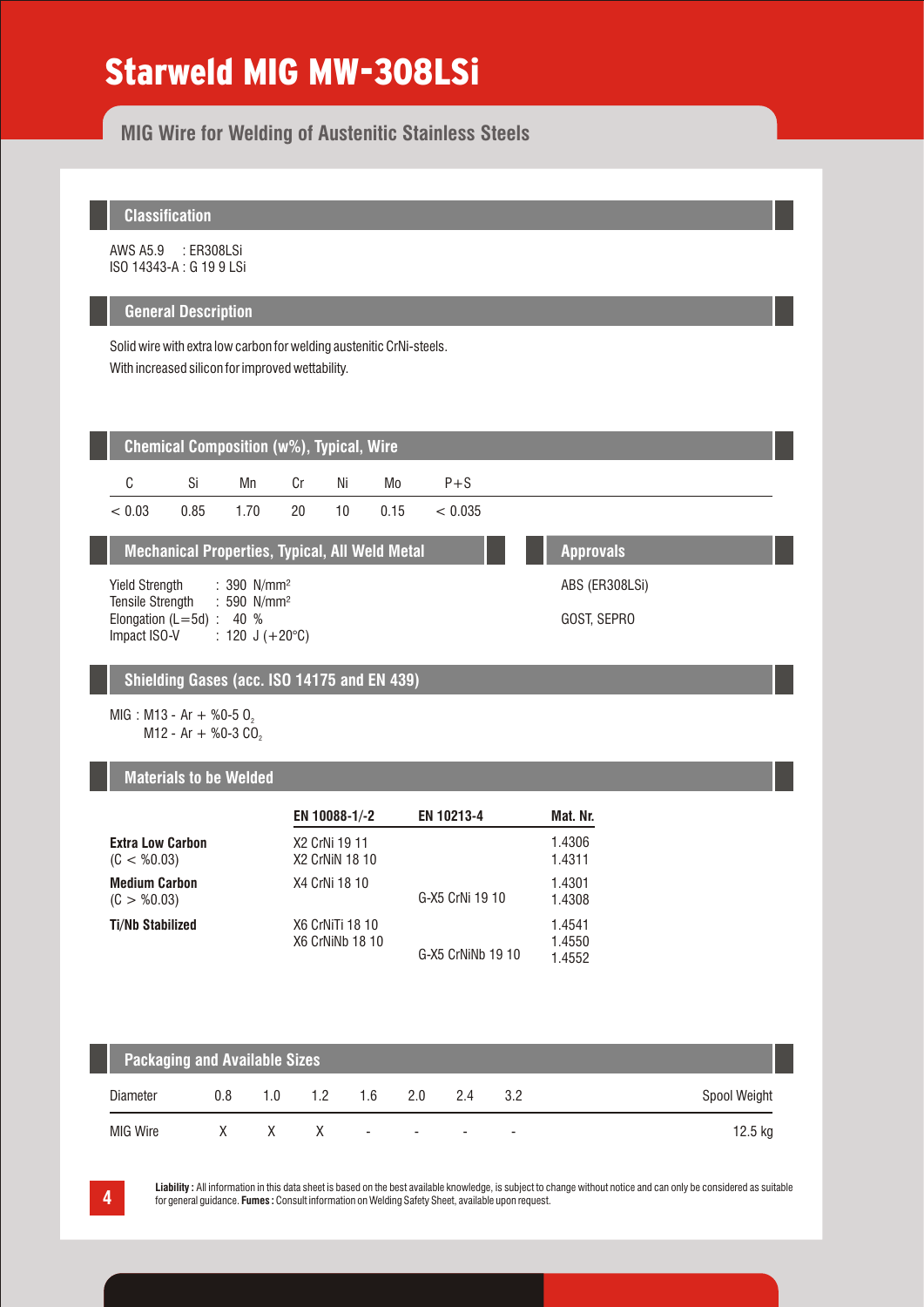# Starweld MIG MW-308LSi

## MIG Wire for Welding of Austenitic Stainless Steels

### Classification

AWS A5.9 : ER308LSi
ISO 14343-A : G 19 9 LSi

### General Description

Solid wire with extra low carbon for welding austenitic CrNi-steels.
With increased silicon for improved wettability.

### Chemical Composition (w%), Typical, Wire

| C | Si | Mn | Cr | Ni | Mo | P+S |
|---|---|---|---|---|---|---|
| < 0.03 | 0.85 | 1.70 | 20 | 10 | 0.15 | < 0.035 |

### Mechanical Properties, Typical, All Weld Metal

Yield Strength : 390 N/mm²
Tensile Strength : 590 N/mm²
Elongation (L=5d) : 40 %
Impact ISO-V : 120 J (+20°C)

### Approvals

ABS (ER308LSi)

GOST, SEPRO

### Shielding Gases (acc. ISO 14175 and EN 439)

MIG : M13 - Ar + %0-5 $O_2$
M12 - Ar + %0-3 $CO_2$

### Materials to be Welded

| | EN 10088-1/-2 | EN 10213-4 | Mat. Nr. |
|---|---|---|---|
| **Extra Low Carbon** (C < %0.03) | X2 CrNi 19 11<br>X2 CrNiN 18 10 | | 1.4306<br>1.4311 |
| **Medium Carbon** (C > %0.03) | X4 CrNi 18 10 | G-X5 CrNi 19 10 | 1.4301<br>1.4308 |
| **Ti/Nb Stabilized** | X6 CrNiTi 18 10<br>X6 CrNiNb 18 10 | G-X5 CrNiNb 19 10 | 1.4541<br>1.4550<br>1.4552 |

### Packaging and Available Sizes

| Diameter | 0.8 | 1.0 | 1.2 | 1.6 | 2.0 | 2.4 | 3.2 | Spool Weight |
|---|---|---|---|---|---|---|---|---|
| MIG Wire | X | X | X | - | - | - | - | 12.5 kg |

**Liability :** All information in this data sheet is based on the best available knowledge, is subject to change without notice and can only be considered as suitable for general guidance. **Fumes :** Consult information on Welding Safety Sheet, available upon request.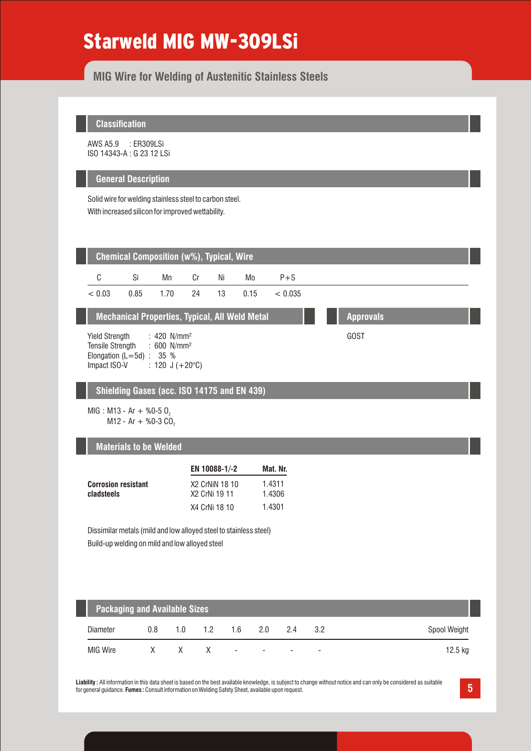# Starweld MIG MW-309LSi

## MIG Wire for Welding of Austenitic Stainless Steels

### Classification

AWS A5.9 : ER309LSi
ISO 14343-A : G 23 12 LSi

### General Description

Solid wire for welding stainless steel to carbon steel.
With increased silicon for improved wettability.

### Chemical Composition (w%), Typical, Wire

| C | Si | Mn | Cr | Ni | Mo | P+S |
|---|---|---|---|---|---|---|
| < 0.03 | 0.85 | 1.70 | 24 | 13 | 0.15 | < 0.035 |

### Mechanical Properties, Typical, All Weld Metal

Yield Strength : 420 N/mm²
Tensile Strength : 600 N/mm²
Elongation (L=5d) : 35 %
Impact ISO-V : 120 J (+20°C)

### Approvals

GOST

### Shielding Gases (acc. ISO 14175 and EN 439)

MIG : M13 - Ar + %0-5 $O_2$
M12 - Ar + %0-3 $CO_2$

### Materials to be Welded

| | EN 10088-1/-2 | Mat. Nr. |
|---|---|---|
| **Corrosion resistant cladsteels** | X2 CrNiN 18 10 | 1.4311 |
| | X2 CrNi 19 11 | 1.4306 |
| | X4 CrNi 18 10 | 1.4301 |

Dissimilar metals (mild and low alloyed steel to stainless steel)
Build-up welding on mild and low alloyed steel

### Packaging and Available Sizes

| Diameter | 0.8 | 1.0 | 1.2 | 1.6 | 2.0 | 2.4 | 3.2 | Spool Weight |
|---|---|---|---|---|---|---|---|---|
| MIG Wire | X | X | X | - | - | - | - | 12.5 kg |

**Liability :** All information in this data sheet is based on the best available knowledge, is subject to change without notice and can only be considered as suitable for general guidance. **Fumes :** Consult information on Welding Safety Sheet, available upon request.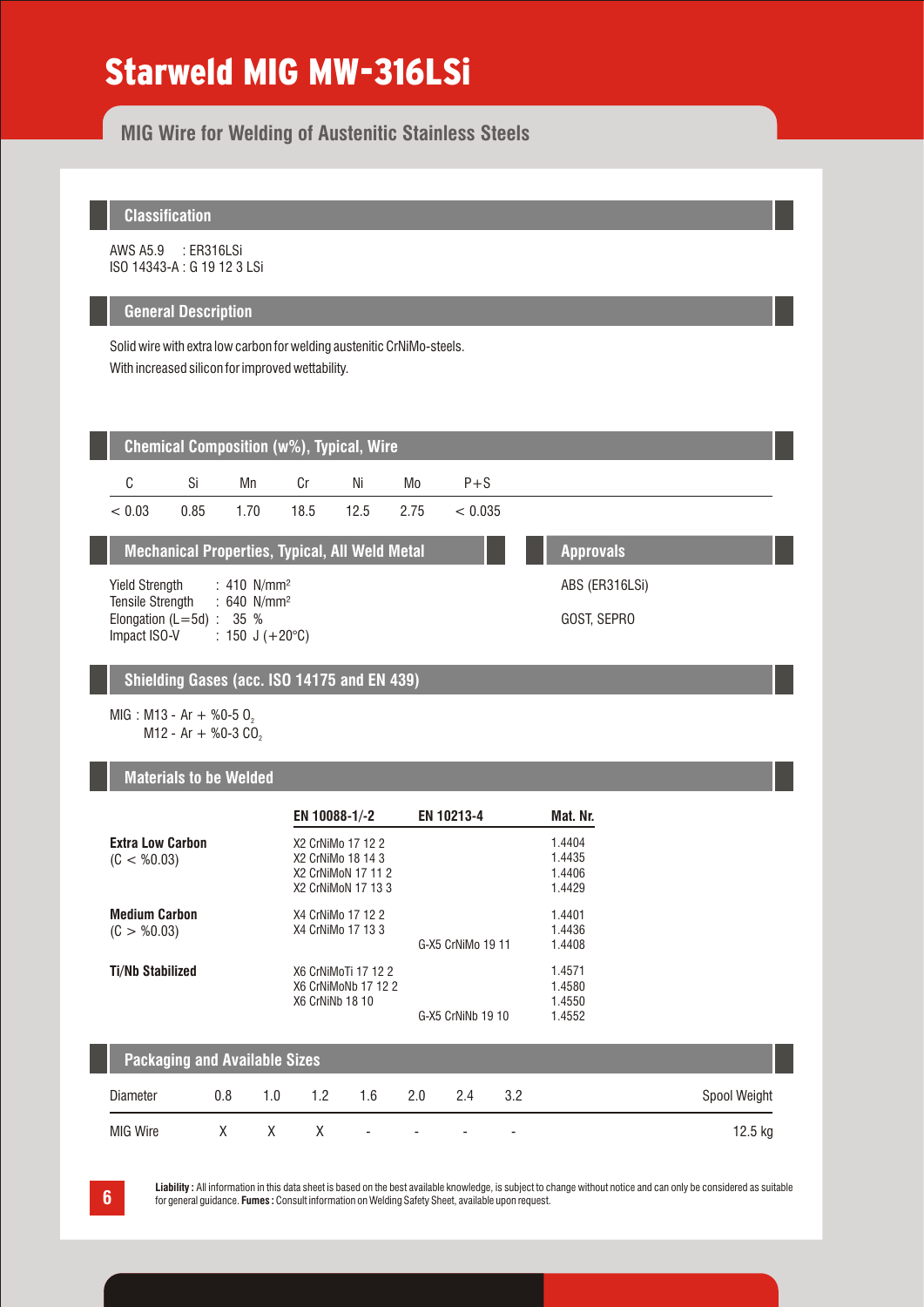# Starweld MIG MW-316LSi

## MIG Wire for Welding of Austenitic Stainless Steels

### Classification

AWS A5.9 : ER316LSi
ISO 14343-A : G 19 12 3 LSi

### General Description

Solid wire with extra low carbon for welding austenitic CrNiMo-steels.
With increased silicon for improved wettability.

### Chemical Composition (w%), Typical, Wire

| C | Si | Mn | Cr | Ni | Mo | P+S |
|---|---|---|---|---|---|---|
| < 0.03 | 0.85 | 1.70 | 18.5 | 12.5 | 2.75 | < 0.035 |

### Mechanical Properties, Typical, All Weld Metal

Yield Strength : 410 $N/mm^2$
Tensile Strength : 640 $N/mm^2$
Elongation (L=5d) : 35 %
Impact ISO-V : 150 J (+20°C)

### Approvals

ABS (ER316LSi)

GOST, SEPRO

### Shielding Gases (acc. ISO 14175 and EN 439)

MIG : M13 - Ar + %0-5 $O_2$
M12 - Ar + %0-3 $CO_2$

### Materials to be Welded

| | EN 10088-1/-2 | EN 10213-4 | Mat. Nr. |
|---|---|---|---|
| **Extra Low Carbon** (C < %0.03) | X2 CrNiMo 17 12 2 | | 1.4404 |
| | X2 CrNiMo 18 14 3 | | 1.4435 |
| | X2 CrNiMoN 17 11 2 | | 1.4406 |
| | X2 CrNiMoN 17 13 3 | | 1.4429 |
| **Medium Carbon** (C > %0.03) | X4 CrNiMo 17 12 2 | | 1.4401 |
| | X4 CrNiMo 17 13 3 | | 1.4436 |
| | | G-X5 CrNiMo 19 11 | 1.4408 |
| **Ti/Nb Stabilized** | X6 CrNiMoTi 17 12 2 | | 1.4571 |
| | X6 CrNiMoNb 17 12 2 | | 1.4580 |
| | X6 CrNiNb 18 10 | | 1.4550 |
| | | G-X5 CrNiNb 19 10 | 1.4552 |

### Packaging and Available Sizes

| Diameter | 0.8 | 1.0 | 1.2 | 1.6 | 2.0 | 2.4 | 3.2 | Spool Weight |
|---|---|---|---|---|---|---|---|---|
| MIG Wire | X | X | X | - | - | - | - | 12.5 kg |

**Liability :** All information in this data sheet is based on the best available knowledge, is subject to change without notice and can only be considered as suitable for general guidance. **Fumes :** Consult information on Welding Safety Sheet, available upon request.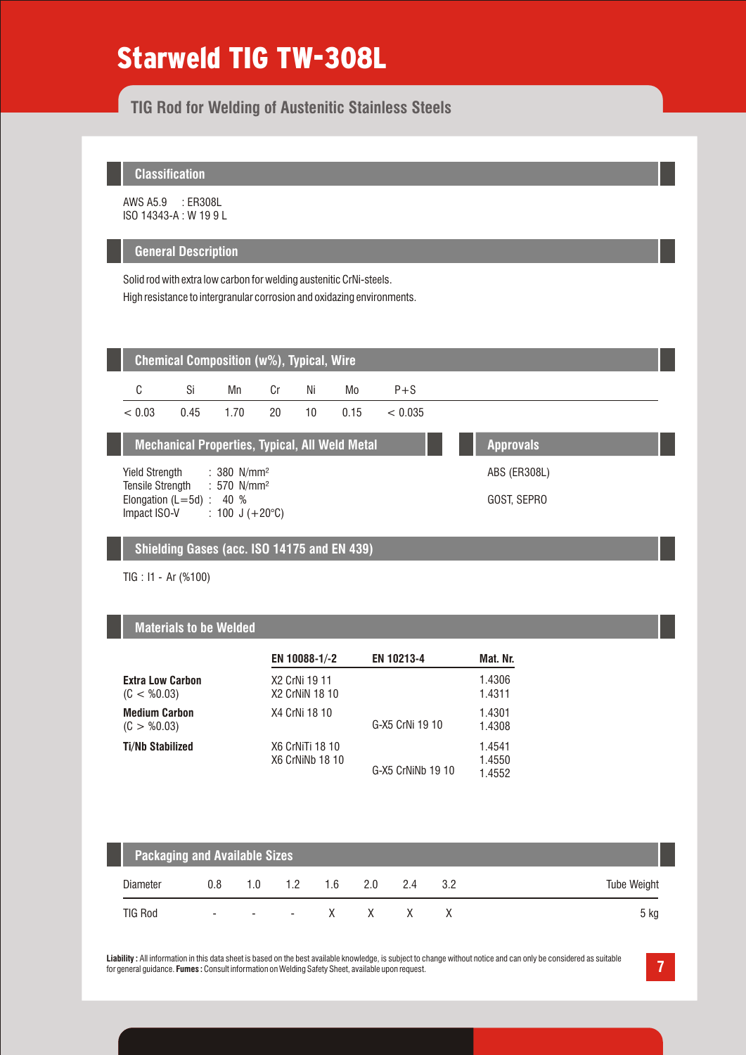# Starweld TIG TW-308L

## TIG Rod for Welding of Austenitic Stainless Steels

### Classification

AWS A5.9 : ER308L
ISO 14343-A : W 19 9 L

### General Description

Solid rod with extra low carbon for welding austenitic CrNi-steels.
High resistance to intergranular corrosion and oxidazing environments.

### Chemical Composition (w%), Typical, Wire

| C | Si | Mn | Cr | Ni | Mo | P+S |
|---|---|---|---|---|---|---|
| < 0.03 | 0.45 | 1.70 | 20 | 10 | 0.15 | < 0.035 |

### Mechanical Properties, Typical, All Weld Metal

Yield Strength : 380 N/mm²
Tensile Strength : 570 N/mm²
Elongation (L=5d) : 40 %
Impact ISO-V : 100 J (+20°C)

### Approvals

ABS (ER308L)

GOST, SEPRO

### Shielding Gases (acc. ISO 14175 and EN 439)

TIG : I1 - Ar (%100)

### Materials to be Welded

| | EN 10088-1/-2 | EN 10213-4 | Mat. Nr. |
|---|---|---|---|
| **Extra Low Carbon** (C < %0.03) | X2 CrNi 19 11<br>X2 CrNiN 18 10 | | 1.4306<br>1.4311 |
| **Medium Carbon** (C > %0.03) | X4 CrNi 18 10 | G-X5 CrNi 19 10 | 1.4301<br>1.4308 |
| **Ti/Nb Stabilized** | X6 CrNiTi 18 10<br>X6 CrNiNb 18 10 | G-X5 CrNiNb 19 10 | 1.4541<br>1.4550<br>1.4552 |

### Packaging and Available Sizes

| Diameter | 0.8 | 1.0 | 1.2 | 1.6 | 2.0 | 2.4 | 3.2 | Tube Weight |
|---|---|---|---|---|---|---|---|---|
| TIG Rod | - | - | - | X | X | X | X | 5 kg |

**Liability :** All information in this data sheet is based on the best available knowledge, is subject to change without notice and can only be considered as suitable for general guidance. **Fumes :** Consult information on Welding Safety Sheet, available upon request.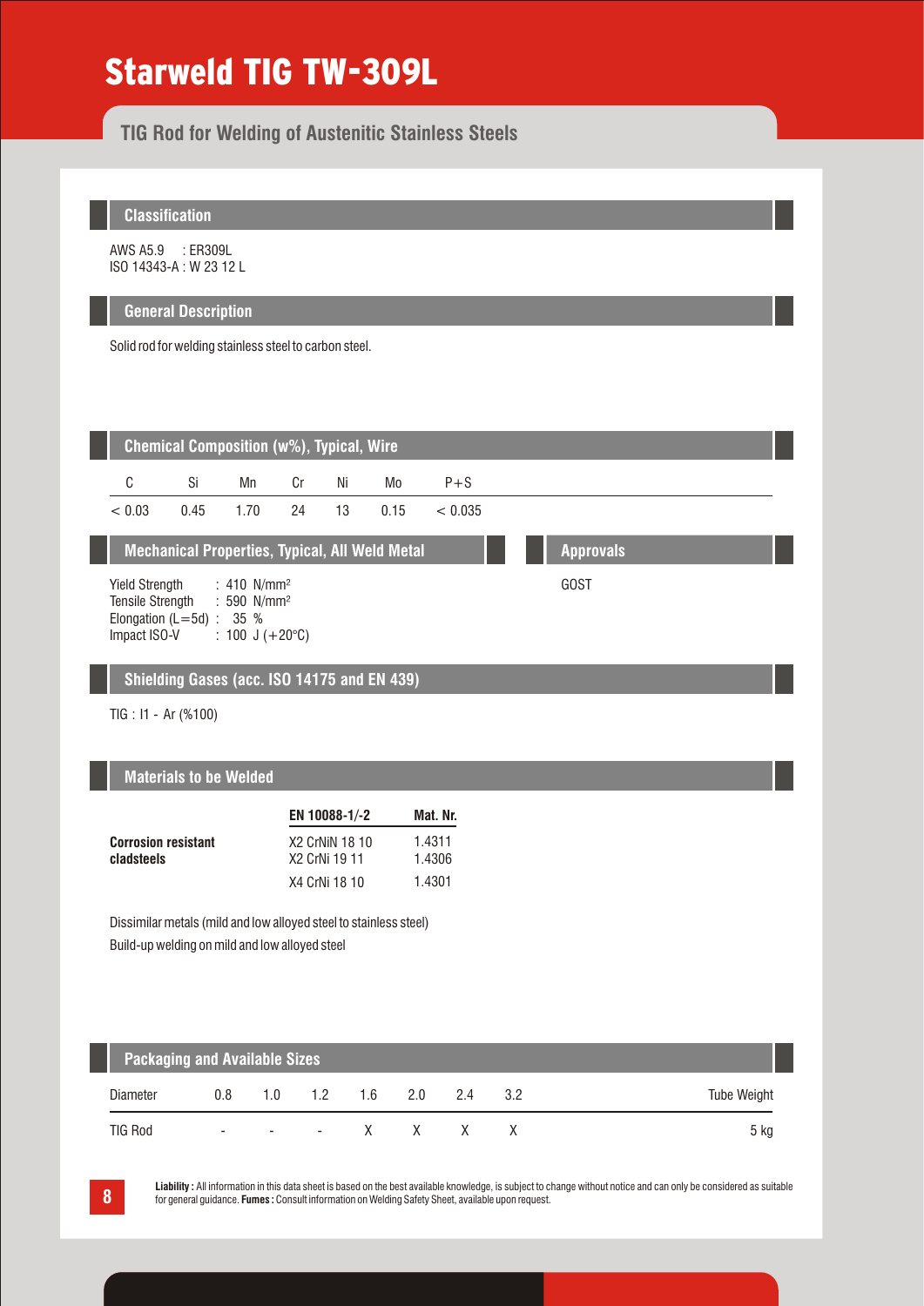# Starweld TIG TW-309L

## TIG Rod for Welding of Austenitic Stainless Steels

### Classification

AWS A5.9 : ER309L
ISO 14343-A : W 23 12 L

### General Description

Solid rod for welding stainless steel to carbon steel.

### Chemical Composition (w%), Typical, Wire

| C | Si | Mn | Cr | Ni | Mo | P+S |
|---|---|---|---|---|---|---|
| < 0.03 | 0.45 | 1.70 | 24 | 13 | 0.15 | < 0.035 |

### Mechanical Properties, Typical, All Weld Metal

Yield Strength : 410 N/mm²
Tensile Strength : 590 N/mm²
Elongation (L=5d) : 35 %
Impact ISO-V : 100 J (+20°C)

### Approvals

GOST

### Shielding Gases (acc. ISO 14175 and EN 439)

TIG : I1 - Ar (%100)

### Materials to be Welded

| | EN 10088-1/-2 | Mat. Nr. |
|---|---|---|
| **Corrosion resistant cladsteels** | X2 CrNiN 18 10 | 1.4311 |
| | X2 CrNi 19 11 | 1.4306 |
| | X4 CrNi 18 10 | 1.4301 |

Dissimilar metals (mild and low alloyed steel to stainless steel)
Build-up welding on mild and low alloyed steel

### Packaging and Available Sizes

| Diameter | 0.8 | 1.0 | 1.2 | 1.6 | 2.0 | 2.4 | 3.2 | Tube Weight |
|---|---|---|---|---|---|---|---|---|
| TIG Rod | - | - | - | X | X | X | X | 5 kg |

**Liability :** All information in this data sheet is based on the best available knowledge, is subject to change without notice and can only be considered as suitable for general guidance. **Fumes :** Consult information on Welding Safety Sheet, available upon request.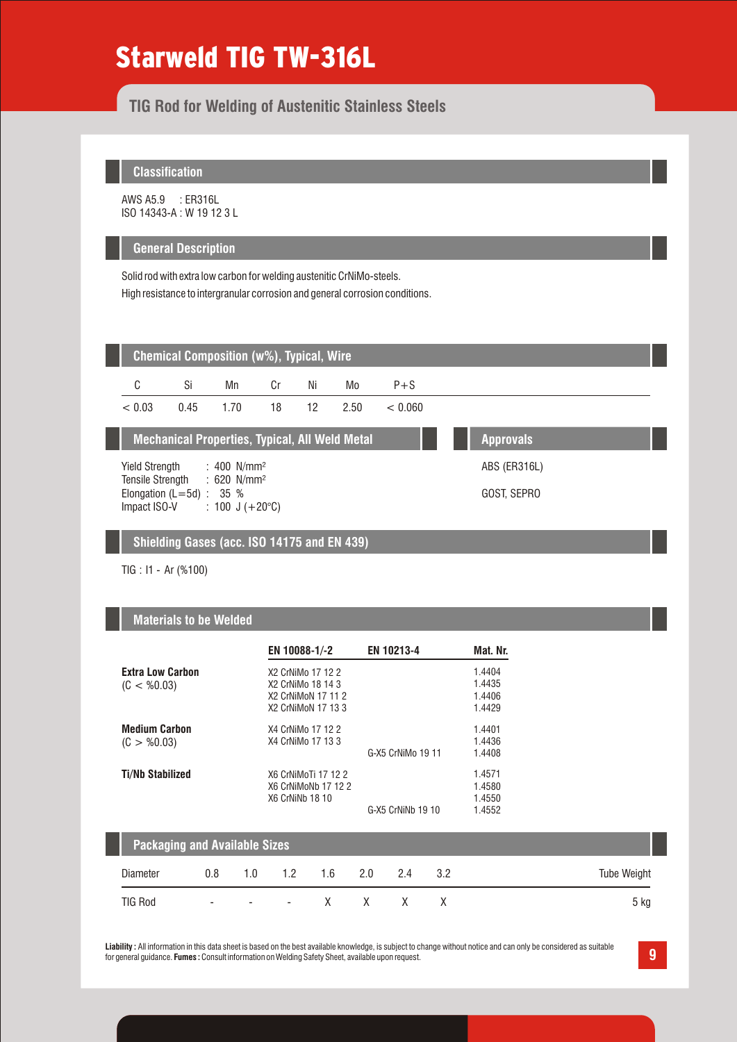# Starweld TIG TW-316L

## TIG Rod for Welding of Austenitic Stainless Steels

### Classification

AWS A5.9 : ER316L
ISO 14343-A : W 19 12 3 L

### General Description

Solid rod with extra low carbon for welding austenitic CrNiMo-steels.
High resistance to intergranular corrosion and general corrosion conditions.

### Chemical Composition (w%), Typical, Wire

| C | Si | Mn | Cr | Ni | Mo | P+S |
|---|---|---|---|---|---|---|
| < 0.03 | 0.45 | 1.70 | 18 | 12 | 2.50 | < 0.060 |

### Mechanical Properties, Typical, All Weld Metal

Yield Strength : 400 N/mm²
Tensile Strength : 620 N/mm²
Elongation (L=5d) : 35 %
Impact ISO-V : 100 J (+20°C)

### Approvals

ABS (ER316L)

GOST, SEPRO

### Shielding Gases (acc. ISO 14175 and EN 439)

TIG : I1 - Ar (%100)

### Materials to be Welded

| | EN 10088-1/-2 | EN 10213-4 | Mat. Nr. |
|---|---|---|---|
| **Extra Low Carbon** (C < %0.03) | X2 CrNiMo 17 12 2 | | 1.4404 |
| | X2 CrNiMo 18 14 3 | | 1.4435 |
| | X2 CrNiMoN 17 11 2 | | 1.4406 |
| | X2 CrNiMoN 17 13 3 | | 1.4429 |
| **Medium Carbon** (C > %0.03) | X4 CrNiMo 17 12 2 | | 1.4401 |
| | X4 CrNiMo 17 13 3 | | 1.4436 |
| | | G-X5 CrNiMo 19 11 | 1.4408 |
| **Ti/Nb Stabilized** | X6 CrNiMoTi 17 12 2 | | 1.4571 |
| | X6 CrNiMoNb 17 12 2 | | 1.4580 |
| | X6 CrNiNb 18 10 | | 1.4550 |
| | | G-X5 CrNiNb 19 10 | 1.4552 |

### Packaging and Available Sizes

| Diameter | 0.8 | 1.0 | 1.2 | 1.6 | 2.0 | 2.4 | 3.2 | Tube Weight |
|---|---|---|---|---|---|---|---|---|
| TIG Rod | - | - | - | X | X | X | X | 5 kg |

**Liability :** All information in this data sheet is based on the best available knowledge, is subject to change without notice and can only be considered as suitable for general guidance. **Fumes :** Consult information on Welding Safety Sheet, available upon request.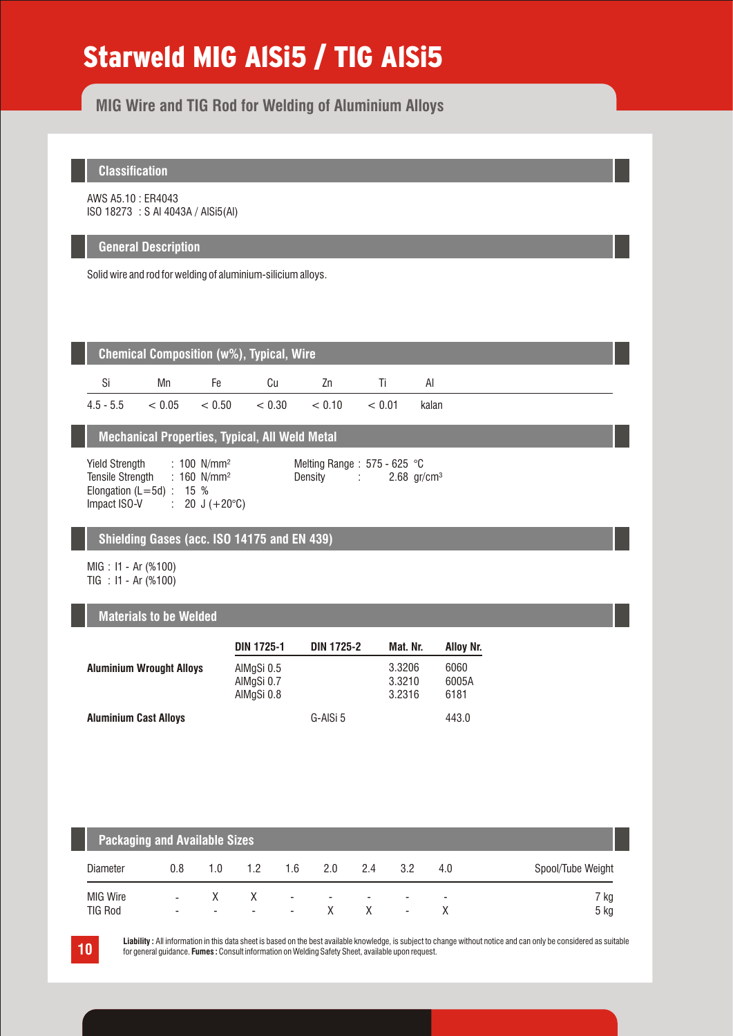# Starweld MIG AlSi5 / TIG AlSi5

## MIG Wire and TIG Rod for Welding of Aluminium Alloys

### Classification

AWS A5.10 : ER4043
ISO 18273 : S Al 4043A / AlSi5(Al)

### General Description

Solid wire and rod for welding of aluminium-silicium alloys.

### Chemical Composition (w%), Typical, Wire

| Si | Mn | Fe | Cu | Zn | Ti | Al |
|---|---|---|---|---|---|---|
| 4.5 - 5.5 | < 0.05 | < 0.50 | < 0.30 | < 0.10 | < 0.01 | kalan |

### Mechanical Properties, Typical, All Weld Metal

Yield Strength : 100 N/mm²
Tensile Strength : 160 N/mm²
Elongation (L=5d) : 15 %
Impact ISO-V : 20 J (+20°C)

Melting Range : 575 - 625 °C
Density : 2.68 gr/cm³

### Shielding Gases (acc. ISO 14175 and EN 439)

MIG : I1 - Ar (%100)
TIG : I1 - Ar (%100)

### Materials to be Welded

| | DIN 1725-1 | DIN 1725-2 | Mat. Nr. | Alloy Nr. |
|---|---|---|---|---|
| **Aluminium Wrought Alloys** | AlMgSi 0.5 | | 3.3206 | 6060 |
| | AlMgSi 0.7 | | 3.3210 | 6005A |
| | AlMgSi 0.8 | | 3.2316 | 6181 |
| **Aluminium Cast Alloys** | | G-AlSi 5 | | 443.0 |

### Packaging and Available Sizes

| Diameter | 0.8 | 1.0 | 1.2 | 1.6 | 2.0 | 2.4 | 3.2 | 4.0 | Spool/Tube Weight |
|---|---|---|---|---|---|---|---|---|---|
| MIG Wire | - | X | X | - | - | - | - | - | 7 kg |
| TIG Rod | - | - | - | - | X | X | - | X | 5 kg |

**Liability :** All information in this data sheet is based on the best available knowledge, is subject to change without notice and can only be considered as suitable for general guidance. **Fumes :** Consult information on Welding Safety Sheet, available upon request.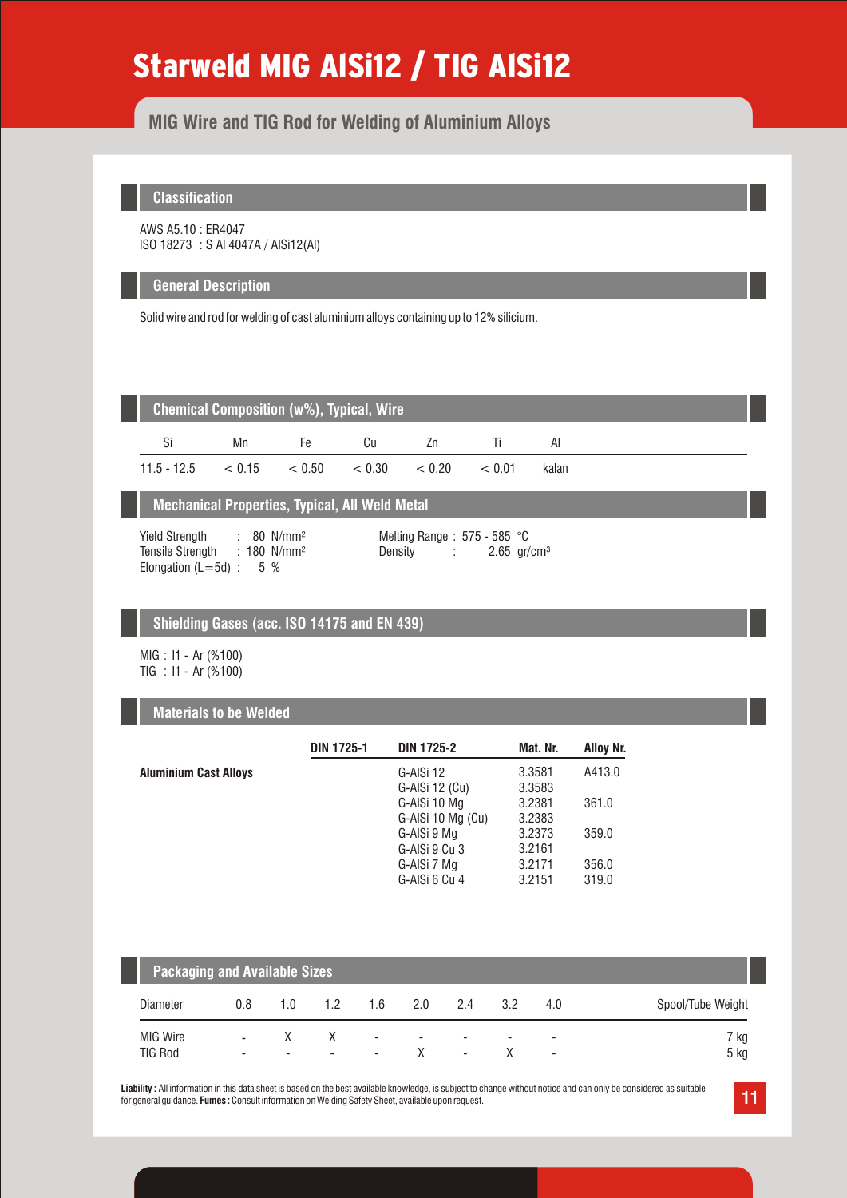# Starweld MIG AlSi12 / TIG AlSi12

## MIG Wire and TIG Rod for Welding of Aluminium Alloys

### Classification

AWS A5.10 : ER4047
ISO 18273 : S Al 4047A / AlSi12(Al)

### General Description

Solid wire and rod for welding of cast aluminium alloys containing up to 12% silicium.

### Chemical Composition (w%), Typical, Wire

| Si | Mn | Fe | Cu | Zn | Ti | Al |
|---|---|---|---|---|---|---|
| 11.5 - 12.5 | < 0.15 | < 0.50 | < 0.30 | < 0.20 | < 0.01 | kalan |

### Mechanical Properties, Typical, All Weld Metal

Yield Strength : 80 N/mm²
Tensile Strength : 180 N/mm²
Elongation (L=5d) : 5 %

Melting Range : 575 - 585 °C
Density : 2.65 gr/cm³

### Shielding Gases (acc. ISO 14175 and EN 439)

MIG : I1 - Ar (%100)
TIG : I1 - Ar (%100)

### Materials to be Welded

| | DIN 1725-1 | DIN 1725-2 | Mat. Nr. | Alloy Nr. |
|---|---|---|---|---|
| **Aluminium Cast Alloys** | | G-AlSi 12 | 3.3581 | A413.0 |
| | | G-AlSi 12 (Cu) | 3.3583 | |
| | | G-AlSi 10 Mg | 3.2381 | 361.0 |
| | | G-AlSi 10 Mg (Cu) | 3.2383 | |
| | | G-AlSi 9 Mg | 3.2373 | 359.0 |
| | | G-AlSi 9 Cu 3 | 3.2161 | |
| | | G-AlSi 7 Mg | 3.2171 | 356.0 |
| | | G-AlSi 6 Cu 4 | 3.2151 | 319.0 |

### Packaging and Available Sizes

| Diameter | 0.8 | 1.0 | 1.2 | 1.6 | 2.0 | 2.4 | 3.2 | 4.0 | Spool/Tube Weight |
|---|---|---|---|---|---|---|---|---|---|
| MIG Wire | - | X | X | - | - | - | - | - | 7 kg |
| TIG Rod | - | - | - | - | X | - | X | - | 5 kg |

**Liability :** All information in this data sheet is based on the best available knowledge, is subject to change without notice and can only be considered as suitable for general guidance. **Fumes :** Consult information on Welding Safety Sheet, available upon request.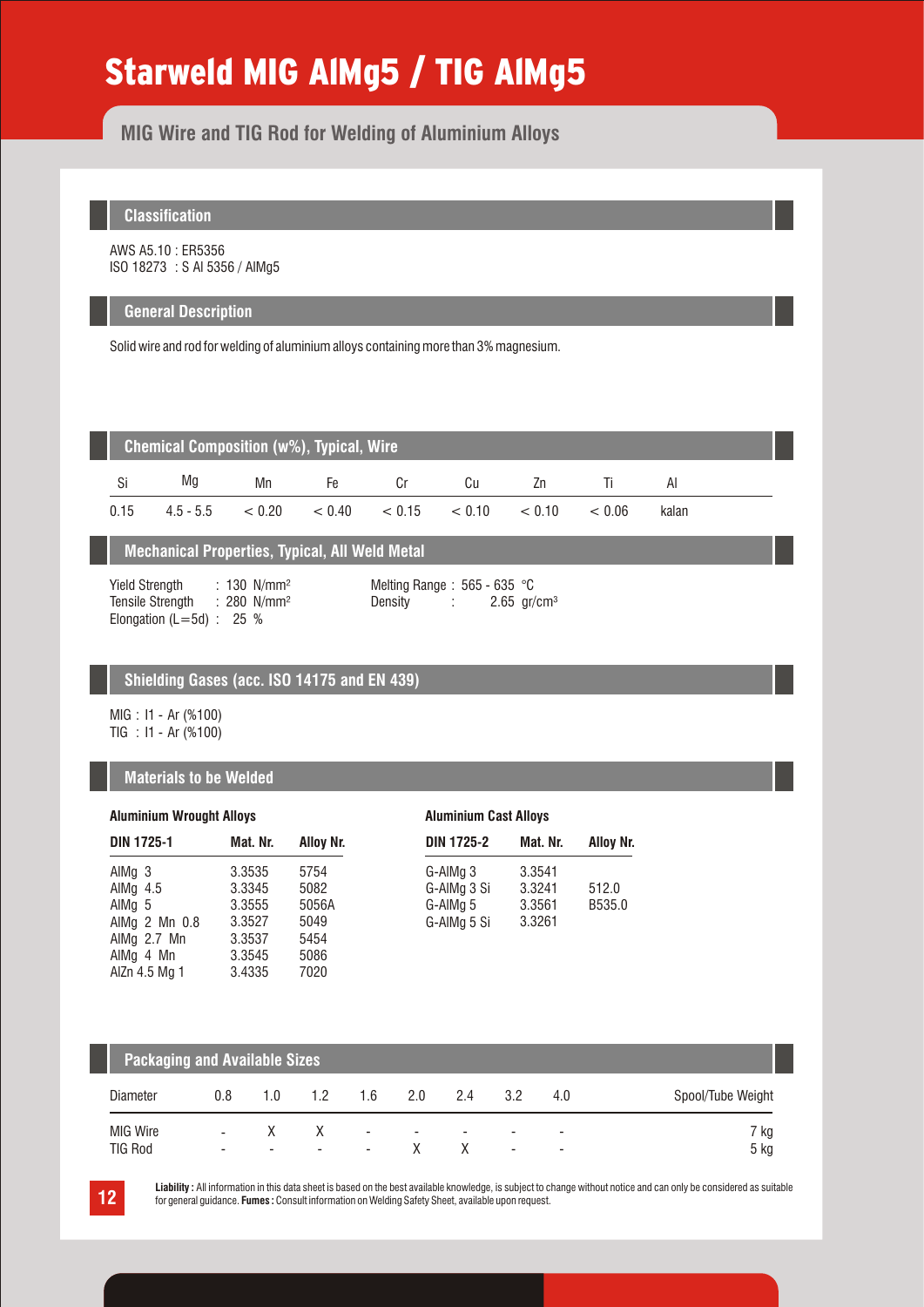# Starweld MIG AlMg5 / TIG AlMg5

## MIG Wire and TIG Rod for Welding of Aluminium Alloys

### Classification

AWS A5.10 : ER5356
ISO 18273 : S Al 5356 / AlMg5

### General Description

Solid wire and rod for welding of aluminium alloys containing more than 3% magnesium.

### Chemical Composition (w%), Typical, Wire

| Si | Mg | Mn | Fe | Cr | Cu | Zn | Ti | Al |
|---|---|---|---|---|---|---|---|---|
| 0.15 | 4.5 - 5.5 | < 0.20 | < 0.40 | < 0.15 | < 0.10 | < 0.10 | < 0.06 | kalan |

### Mechanical Properties, Typical, All Weld Metal

Yield Strength : 130 N/mm²
Tensile Strength : 280 N/mm²
Elongation (L=5d) : 25 %

Melting Range : 565 - 635 °C
Density : 2.65 gr/cm³

### Shielding Gases (acc. ISO 14175 and EN 439)

MIG : I1 - Ar (%100)
TIG : I1 - Ar (%100)

### Materials to be Welded

**Aluminium Wrought Alloys**

| DIN 1725-1 | Mat. Nr. | Alloy Nr. |
|---|---|---|
| AlMg 3 | 3.3535 | 5754 |
| AlMg 4.5 | 3.3345 | 5082 |
| AlMg 5 | 3.3555 | 5056A |
| AlMg 2 Mn 0.8 | 3.3527 | 5049 |
| AlMg 2.7 Mn | 3.3537 | 5454 |
| AlMg 4 Mn | 3.3545 | 5086 |
| AlZn 4.5 Mg 1 | 3.4335 | 7020 |

**Aluminium Cast Alloys**

| DIN 1725-2 | Mat. Nr. | Alloy Nr. |
|---|---|---|
| G-AlMg 3 | 3.3541 | |
| G-AlMg 3 Si | 3.3241 | 512.0 |
| G-AlMg 5 | 3.3561 | B535.0 |
| G-AlMg 5 Si | 3.3261 | |

### Packaging and Available Sizes

| Diameter | 0.8 | 1.0 | 1.2 | 1.6 | 2.0 | 2.4 | 3.2 | 4.0 | Spool/Tube Weight |
|---|---|---|---|---|---|---|---|---|---|
| MIG Wire | - | X | X | - | - | - | - | - | 7 kg |
| TIG Rod | - | - | - | - | X | X | - | - | 5 kg |

**Liability :** All information in this data sheet is based on the best available knowledge, is subject to change without notice and can only be considered as suitable for general guidance. **Fumes :** Consult information on Welding Safety Sheet, available upon request.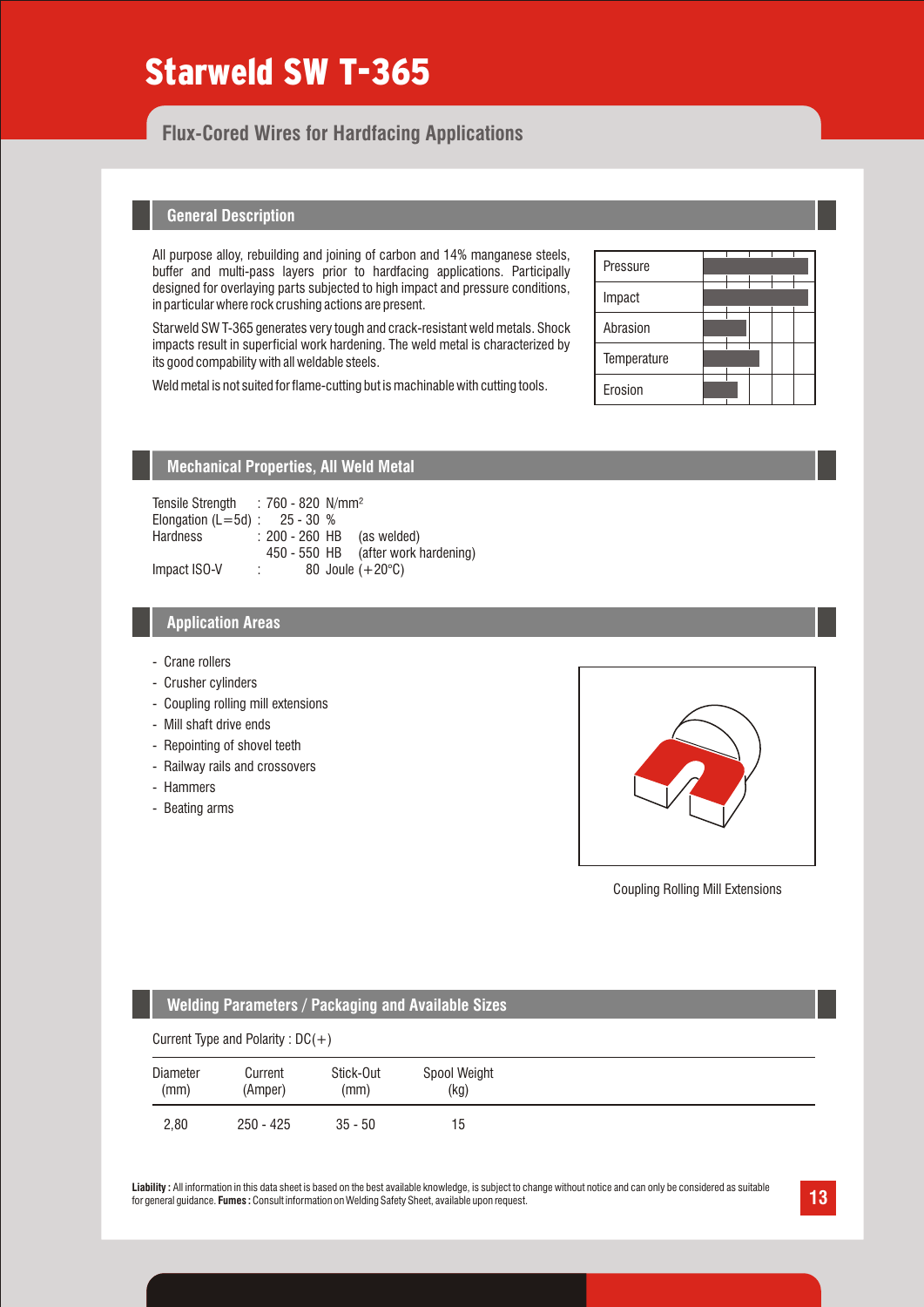# Starweld SW T-365

## Flux-Cored Wires for Hardfacing Applications

### General Description

All purpose alloy, rebuilding and joining of carbon and 14% manganese steels, buffer and multi-pass layers prior to hardfacing applications. Participally designed for overlaying parts subjected to high impact and pressure conditions, in particular where rock crushing actions are present.

Starweld SW T-365 generates very tough and crack-resistant weld metals. Shock impacts result in superficial work hardening. The weld metal is characterized by its good compability with all weldable steels.

Weld metal is not suited for flame-cutting but is machinable with cutting tools.

| Pressure |
|---|
| Impact |
| Abrasion |
| Temperature |
| Erosion |

### Mechanical Properties, All Weld Metal

| | | |
|---|---|---|
| Tensile Strength | : 760 - 820 N/mm² | |
| Elongation (L=5d) | : 25 - 30 % | |
| Hardness | : 200 - 260 HB | (as welded) |
| | 450 - 550 HB | (after work hardening) |
| Impact ISO-V | : 80 Joule (+20°C) | |

### Application Areas

- Crane rollers
- Crusher cylinders
- Coupling rolling mill extensions
- Mill shaft drive ends
- Repointing of shovel teeth
- Railway rails and crossovers
- Hammers
- Beating arms

Coupling Rolling Mill Extensions

### Welding Parameters / Packaging and Available Sizes

Current Type and Polarity : DC(+)

| Diameter (mm) | Current (Amper) | Stick-Out (mm) | Spool Weight (kg) |
|---|---|---|---|
| 2,80 | 250 - 425 | 35 - 50 | 15 |

**Liability :** All information in this data sheet is based on the best available knowledge, is subject to change without notice and can only be considered as suitable for general guidance. **Fumes :** Consult information on Welding Safety Sheet, available upon request.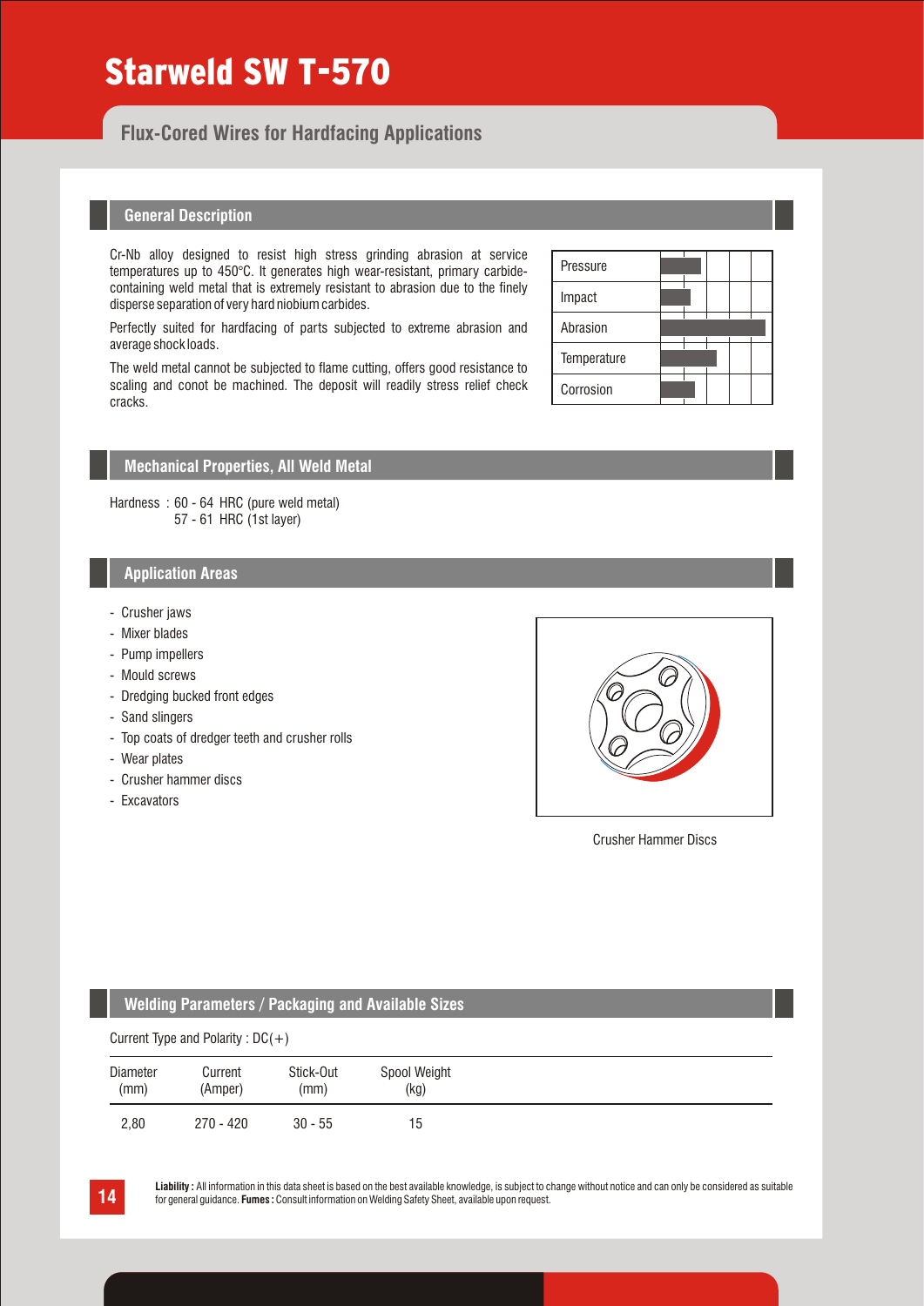# Starweld SW T-570

## Flux-Cored Wires for Hardfacing Applications

### General Description

Cr-Nb alloy designed to resist high stress grinding abrasion at service temperatures up to 450°C. It generates high wear-resistant, primary carbide-containing weld metal that is extremely resistant to abrasion due to the finely disperse separation of very hard niobium carbides.

Perfectly suited for hardfacing of parts subjected to extreme abrasion and average shock loads.

The weld metal cannot be subjected to flame cutting, offers good resistance to scaling and conot be machined. The deposit will readily stress relief check cracks.

- Pressure
- Impact
- Abrasion
- Temperature
- Corrosion

### Mechanical Properties, All Weld Metal

Hardness : 60 - 64 HRC (pure weld metal)
57 - 61 HRC (1st layer)

### Application Areas

- Crusher jaws
- Mixer blades
- Pump impellers
- Mould screws
- Dredging bucked front edges
- Sand slingers
- Top coats of dredger teeth and crusher rolls
- Wear plates
- Crusher hammer discs
- Excavators

Crusher Hammer Discs

### Welding Parameters / Packaging and Available Sizes

Current Type and Polarity : DC(+)

| Diameter (mm) | Current (Amper) | Stick-Out (mm) | Spool Weight (kg) |
|---|---|---|---|
| 2,80 | 270 - 420 | 30 - 55 | 15 |

**Liability :** All information in this data sheet is based on the best available knowledge, is subject to change without notice and can only be considered as suitable for general guidance. **Fumes :** Consult information on Welding Safety Sheet, available upon request.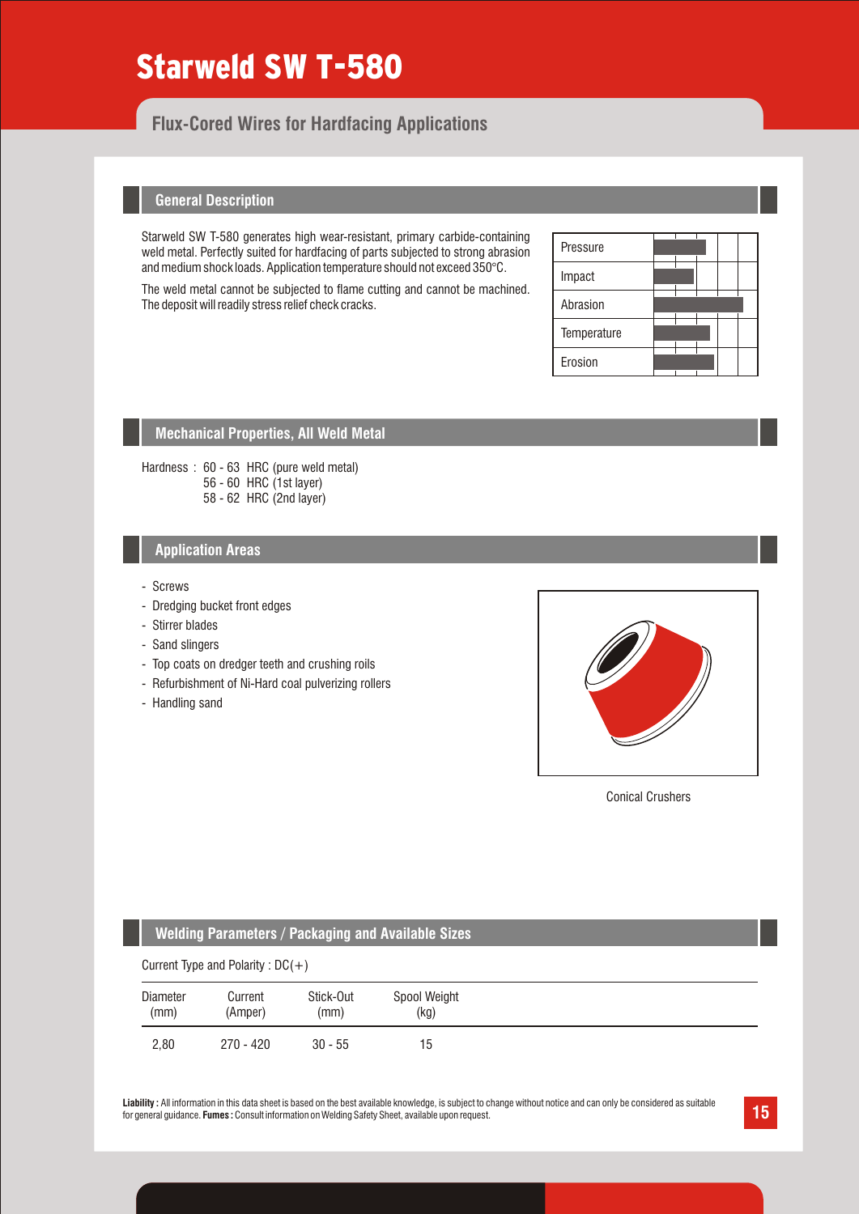# Starweld SW T-580

## Flux-Cored Wires for Hardfacing Applications

### General Description

Starweld SW T-580 generates high wear-resistant, primary carbide-containing weld metal. Perfectly suited for hardfacing of parts subjected to strong abrasion and medium shock loads. Application temperature should not exceed 350°C.

The weld metal cannot be subjected to flame cutting and cannot be machined. The deposit will readily stress relief check cracks.

| |
|---|
| Pressure |
| Impact |
| Abrasion |
| Temperature |
| Erosion |

### Mechanical Properties, All Weld Metal

Hardness : 60 - 63 HRC (pure weld metal)
56 - 60 HRC (1st layer)
58 - 62 HRC (2nd layer)

### Application Areas

- Screws
- Dredging bucket front edges
- Stirrer blades
- Sand slingers
- Top coats on dredger teeth and crushing roils
- Refurbishment of Ni-Hard coal pulverizing rollers
- Handling sand

Conical Crushers

### Welding Parameters / Packaging and Available Sizes

Current Type and Polarity : DC(+)

| Diameter (mm) | Current (Amper) | Stick-Out (mm) | Spool Weight (kg) |
|---|---|---|---|
| 2,80 | 270 - 420 | 30 - 55 | 15 |

**Liability :** All information in this data sheet is based on the best available knowledge, is subject to change without notice and can only be considered as suitable for general guidance. **Fumes :** Consult information on Welding Safety Sheet, available upon request.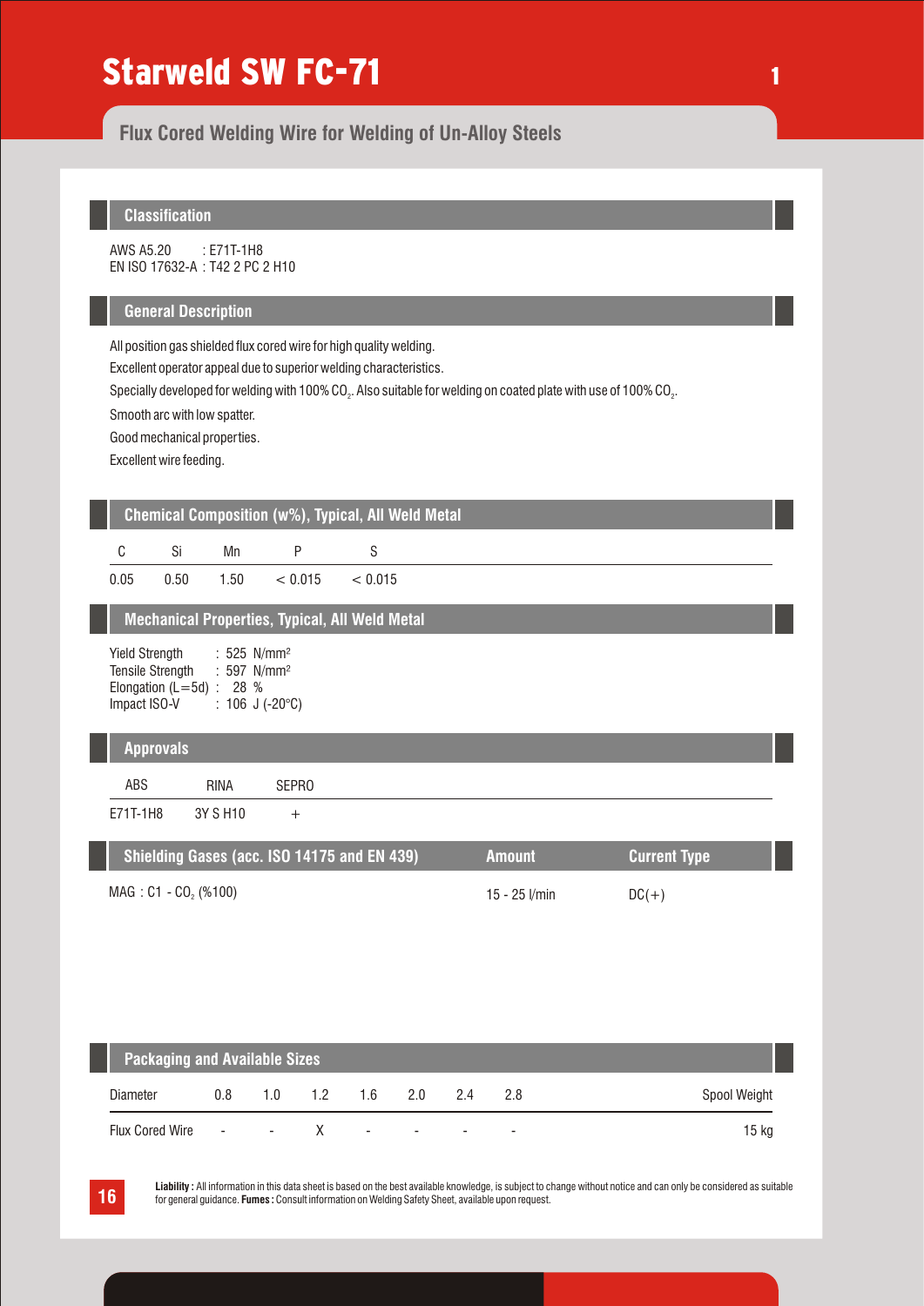# Starweld SW FC-71

## Flux Cored Welding Wire for Welding of Un-Alloy Steels

### Classification

AWS A5.20 : E71T-1H8
EN ISO 17632-A : T42 2 PC 2 H10

### General Description

All position gas shielded flux cored wire for high quality welding.

Excellent operator appeal due to superior welding characteristics.

Specially developed for welding with 100% $CO_2$. Also suitable for welding on coated plate with use of 100% $CO_2$.

Smooth arc with low spatter.

Good mechanical properties.

Excellent wire feeding.

### Chemical Composition (w%), Typical, All Weld Metal

| C | Si | Mn | P | S |
|---|---|---|---|---|
| 0.05 | 0.50 | 1.50 | < 0.015 | < 0.015 |

### Mechanical Properties, Typical, All Weld Metal

Yield Strength : 525 N/mm²
Tensile Strength : 597 N/mm²
Elongation (L=5d) : 28 %
Impact ISO-V : 106 J (-20°C)

### Approvals

| ABS | RINA | SEPRO |
|---|---|---|
| E71T-1H8 | 3Y S H10 | + |

### Shielding Gases (acc. ISO 14175 and EN 439)

| Shielding Gases (acc. ISO 14175 and EN 439) | Amount | Current Type |
|---|---|---|
| MAG : C1 - $CO_2$ (%100) | 15 - 25 l/min | DC(+) |

### Packaging and Available Sizes

| Diameter | 0.8 | 1.0 | 1.2 | 1.6 | 2.0 | 2.4 | 2.8 | Spool Weight |
|---|---|---|---|---|---|---|---|---|
| Flux Cored Wire | - | - | X | - | - | - | - | 15 kg |

**Liability :** All information in this data sheet is based on the best available knowledge, is subject to change without notice and can only be considered as suitable for general guidance. **Fumes :** Consult information on Welding Safety Sheet, available upon request.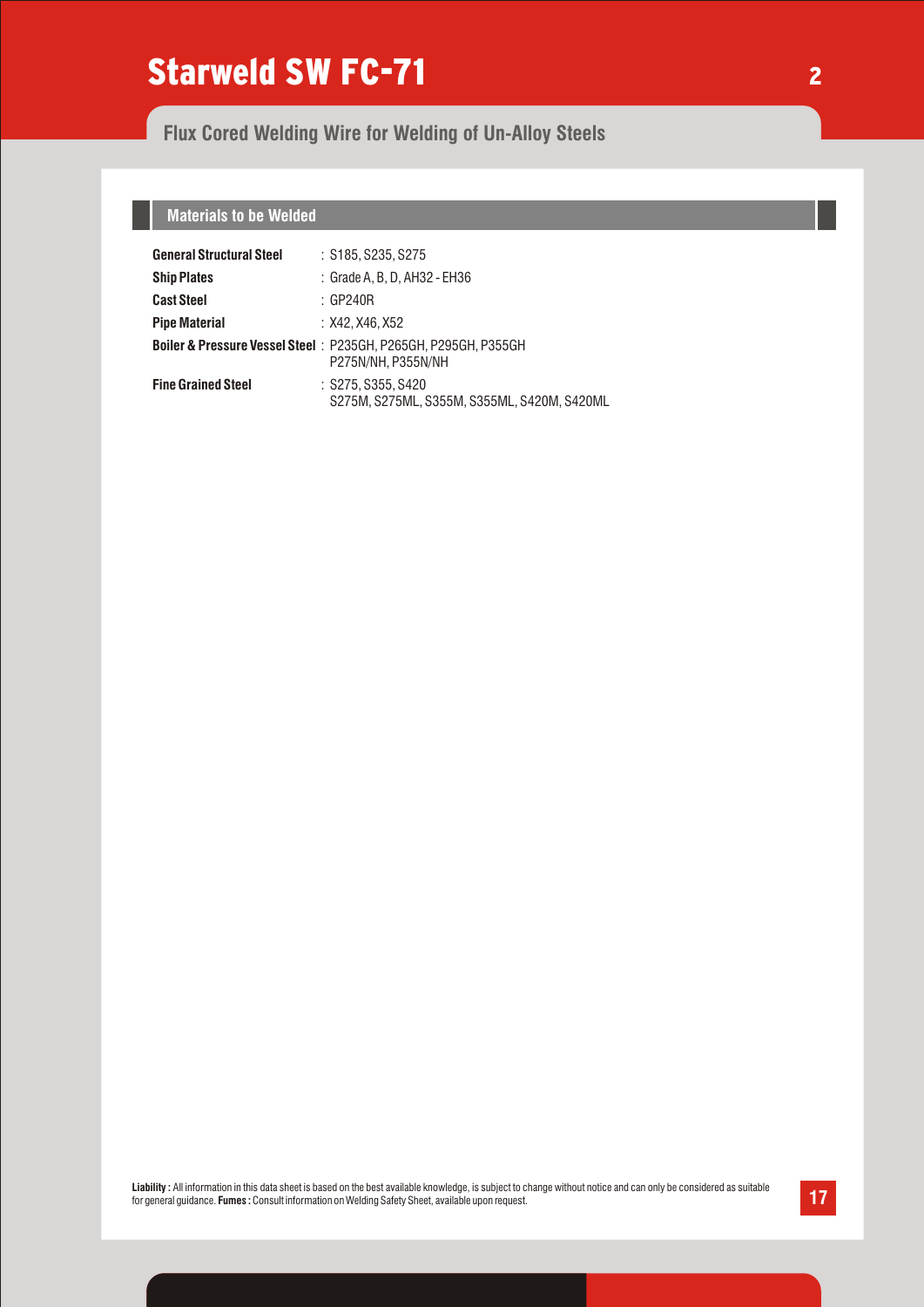# Starweld SW FC-71

## Flux Cored Welding Wire for Welding of Un-Alloy Steels

### Materials to be Welded

| | |
|---|---|
| **General Structural Steel** | : S185, S235, S275 |
| **Ship Plates** | : Grade A, B, D, AH32 - EH36 |
| **Cast Steel** | : GP240R |
| **Pipe Material** | : X42, X46, X52 |
| **Boiler & Pressure Vessel Steel** | : P235GH, P265GH, P295GH, P355GH<br>P275N/NH, P355N/NH |
| **Fine Grained Steel** | : S275, S355, S420<br>S275M, S275ML, S355M, S355ML, S420M, S420ML |

**Liability :** All information in this data sheet is based on the best available knowledge, is subject to change without notice and can only be considered as suitable for general guidance. **Fumes :** Consult information on Welding Safety Sheet, available upon request.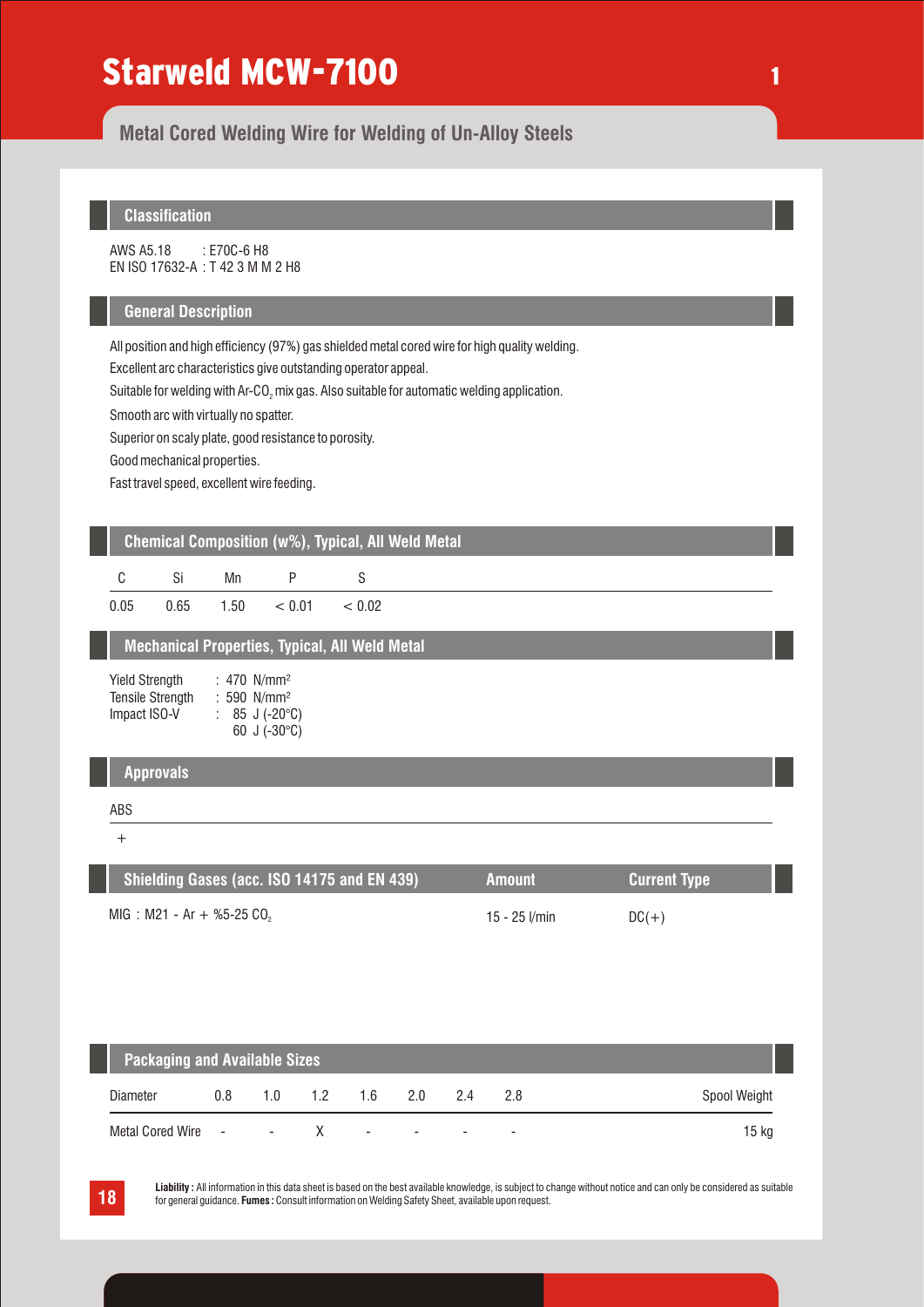# Starweld MCW-7100

## Metal Cored Welding Wire for Welding of Un-Alloy Steels

### Classification

AWS A5.18 : E70C-6 H8
EN ISO 17632-A : T 42 3 M M 2 H8

### General Description

All position and high efficiency (97%) gas shielded metal cored wire for high quality welding.

Excellent arc characteristics give outstanding operator appeal.

Suitable for welding with Ar-$CO_2$ mix gas. Also suitable for automatic welding application.

Smooth arc with virtually no spatter.

Superior on scaly plate, good resistance to porosity.

Good mechanical properties.

Fast travel speed, excellent wire feeding.

### Chemical Composition (w%), Typical, All Weld Metal

| C | Si | Mn | P | S |
|---|---|---|---|---|
| 0.05 | 0.65 | 1.50 | < 0.01 | < 0.02 |

### Mechanical Properties, Typical, All Weld Metal

Yield Strength : 470 N/mm²
Tensile Strength : 590 N/mm²
Impact ISO-V : 85 J (-20°C)
60 J (-30°C)

### Approvals

| ABS |
|---|
| + |

| Shielding Gases (acc. ISO 14175 and EN 439) | Amount | Current Type |
|---|---|---|
| MIG : M21 - Ar + %5-25 $CO_2$ | 15 - 25 l/min | DC(+) |

### Packaging and Available Sizes

| Diameter | 0.8 | 1.0 | 1.2 | 1.6 | 2.0 | 2.4 | 2.8 | Spool Weight |
|---|---|---|---|---|---|---|---|---|
| Metal Cored Wire | - | - | X | - | - | - | - | 15 kg |

**Liability :** All information in this data sheet is based on the best available knowledge, is subject to change without notice and can only be considered as suitable for general guidance. **Fumes :** Consult information on Welding Safety Sheet, available upon request.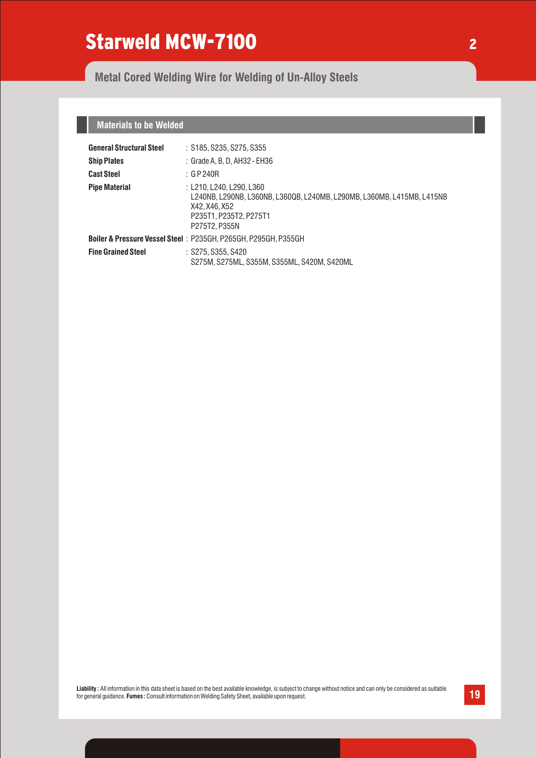# Starweld MCW-7100

## Metal Cored Welding Wire for Welding of Un-Alloy Steels

### Materials to be Welded

| | |
|---|---|
| **General Structural Steel** | : S185, S235, S275, S355 |
| **Ship Plates** | : Grade A, B, D, AH32 - EH36 |
| **Cast Steel** | : G P 240R |
| **Pipe Material** | : L210, L240, L290, L360<br>L240NB, L290NB, L360NB, L360QB, L240MB, L290MB, L360MB, L415MB, L415NB<br>X42, X46, X52<br>P235T1, P235T2, P275T1<br>P275T2, P355N |
| **Boiler & Pressure Vessel Steel** | : P235GH, P265GH, P295GH, P355GH |
| **Fine Grained Steel** | : S275, S355, S420<br>S275M, S275ML, S355M, S355ML, S420M, S420ML |

**Liability :** All information in this data sheet is based on the best available knowledge, is subject to change without notice and can only be considered as suitable for general guidance. **Fumes :** Consult information on Welding Safety Sheet, available upon request.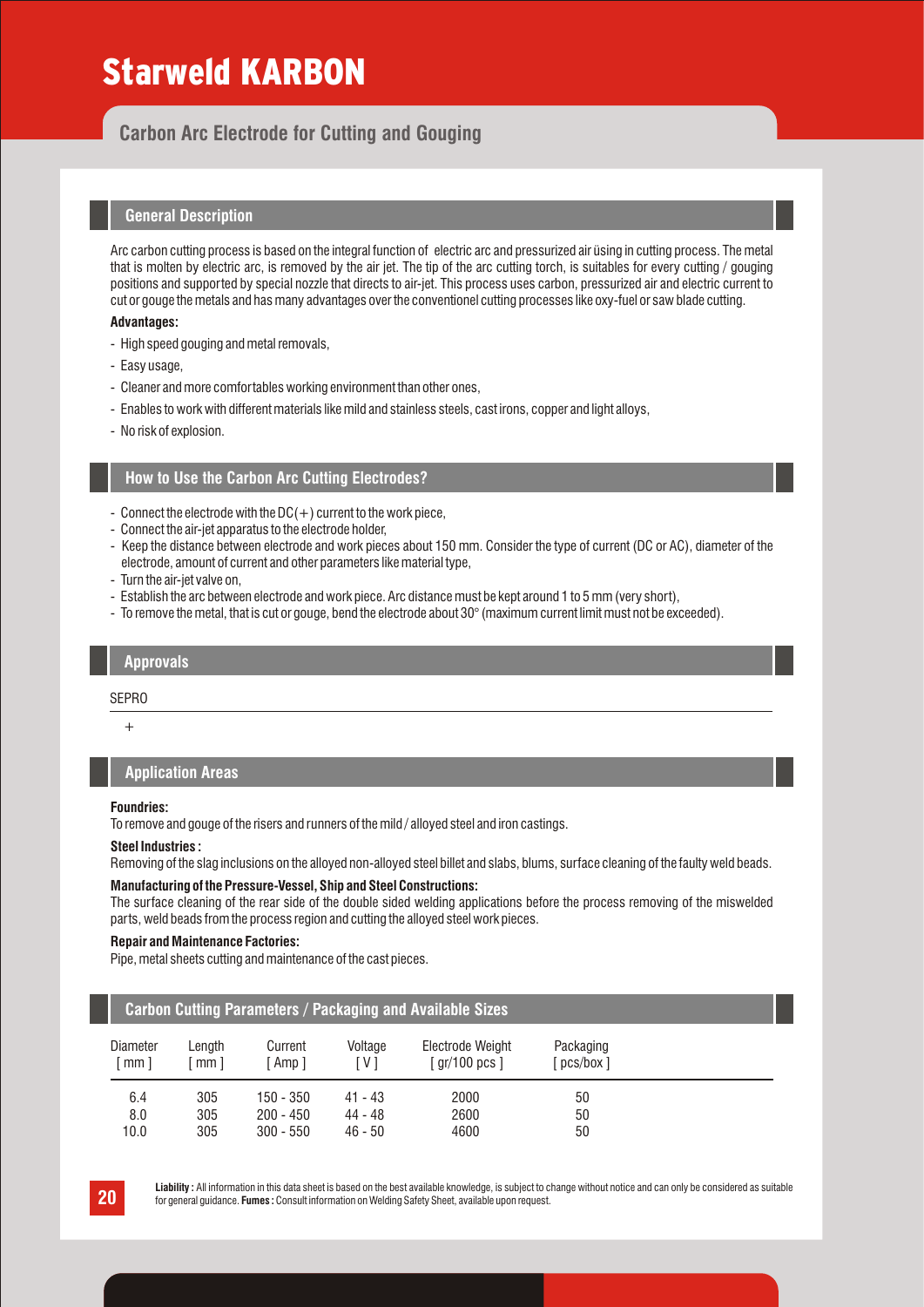# Starweld KARBON

## Carbon Arc Electrode for Cutting and Gouging

### General Description

Arc carbon cutting process is based on the integral function of electric arc and pressurized air üsing in cutting process. The metal that is molten by electric arc, is removed by the air jet. The tip of the arc cutting torch, is suitables for every cutting / gouging positions and supported by special nozzle that directs to air-jet. This process uses carbon, pressurized air and electric current to cut or gouge the metals and has many advantages over the conventionel cutting processes like oxy-fuel or saw blade cutting.

**Advantages:**

- High speed gouging and metal removals,
- Easy usage,
- Cleaner and more comfortables working environment than other ones,
- Enables to work with different materials like mild and stainless steels, cast irons, copper and light alloys,
- No risk of explosion.

### How to Use the Carbon Arc Cutting Electrodes?

- Connect the electrode with the DC(+) current to the work piece,
- Connect the air-jet apparatus to the electrode holder,
- Keep the distance between electrode and work pieces about 150 mm. Consider the type of current (DC or AC), diameter of the electrode, amount of current and other parameters like material type,
- Turn the air-jet valve on,
- Establish the arc between electrode and work piece. Arc distance must be kept around 1 to 5 mm (very short),
- To remove the metal, that is cut or gouge, bend the electrode about 30° (maximum current limit must not be exceeded).

### Approvals

| SEPRO |
|---|
| + |

### Application Areas

**Foundries:**
To remove and gouge of the risers and runners of the mild / alloyed steel and iron castings.

**Steel Industries :**
Removing of the slag inclusions on the alloyed non-alloyed steel billet and slabs, blums, surface cleaning of the faulty weld beads.

**Manufacturing of the Pressure-Vessel, Ship and Steel Constructions:**
The surface cleaning of the rear side of the double sided welding applications before the process removing of the miswelded parts, weld beads from the process region and cutting the alloyed steel work pieces.

**Repair and Maintenance Factories:**
Pipe, metal sheets cutting and maintenance of the cast pieces.

### Carbon Cutting Parameters / Packaging and Available Sizes

| Diameter [ mm ] | Length [ mm ] | Current [ Amp ] | Voltage [ V ] | Electrode Weight [ gr/100 pcs ] | Packaging [ pcs/box ] |
|---|---|---|---|---|---|
| 6.4 | 305 | 150 - 350 | 41 - 43 | 2000 | 50 |
| 8.0 | 305 | 200 - 450 | 44 - 48 | 2600 | 50 |
| 10.0 | 305 | 300 - 550 | 46 - 50 | 4600 | 50 |

**Liability :** All information in this data sheet is based on the best available knowledge, is subject to change without notice and can only be considered as suitable for general guidance. **Fumes :** Consult information on Welding Safety Sheet, available upon request.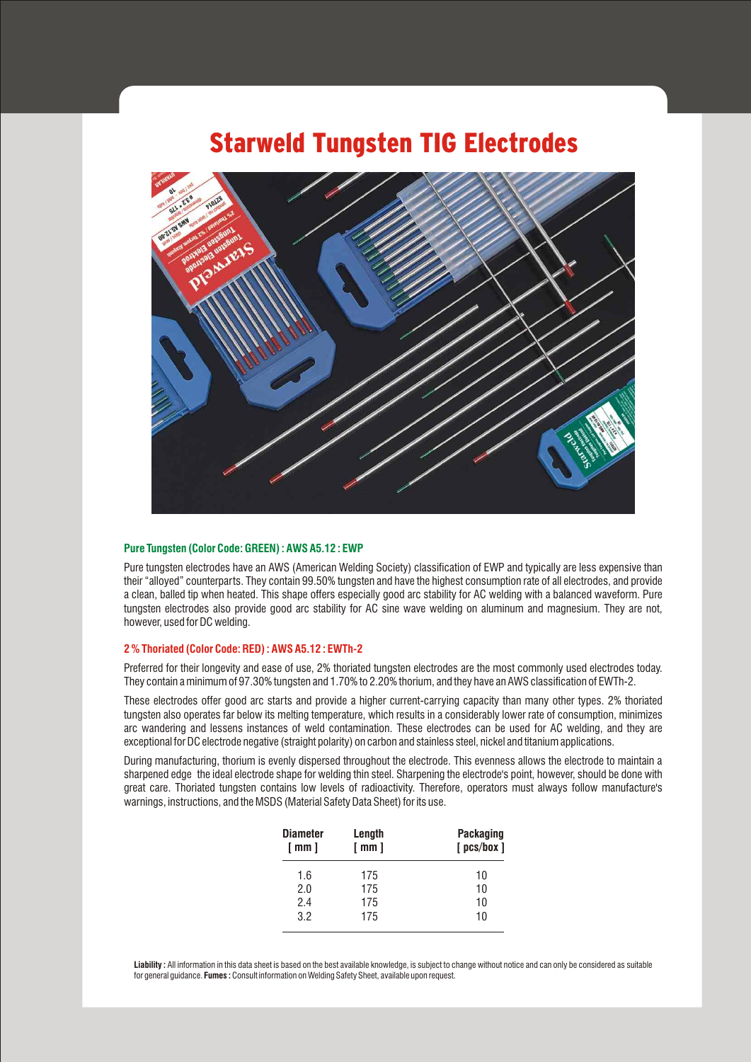# Starweld Tungsten TIG Electrodes

### Pure Tungsten (Color Code: GREEN) : AWS A5.12 : EWP

Pure tungsten electrodes have an AWS (American Welding Society) classification of EWP and typically are less expensive than their "alloyed" counterparts. They contain 99.50% tungsten and have the highest consumption rate of all electrodes, and provide a clean, balled tip when heated. This shape offers especially good arc stability for AC welding with a balanced waveform. Pure tungsten electrodes also provide good arc stability for AC sine wave welding on aluminum and magnesium. They are not, however, used for DC welding.

### 2 % Thoriated (Color Code: RED) : AWS A5.12 : EWTh-2

Preferred for their longevity and ease of use, 2% thoriated tungsten electrodes are the most commonly used electrodes today. They contain a minimum of 97.30% tungsten and 1.70% to 2.20% thorium, and they have an AWS classification of EWTh-2.

These electrodes offer good arc starts and provide a higher current-carrying capacity than many other types. 2% thoriated tungsten also operates far below its melting temperature, which results in a considerably lower rate of consumption, minimizes arc wandering and lessens instances of weld contamination. These electrodes can be used for AC welding, and they are exceptional for DC electrode negative (straight polarity) on carbon and stainless steel, nickel and titanium applications.

During manufacturing, thorium is evenly dispersed throughout the electrode. This evenness allows the electrode to maintain a sharpened edge the ideal electrode shape for welding thin steel. Sharpening the electrode's point, however, should be done with great care. Thoriated tungsten contains low levels of radioactivity. Therefore, operators must always follow manufacture's warnings, instructions, and the MSDS (Material Safety Data Sheet) for its use.

| Diameter [ mm ] | Length [ mm ] | Packaging [ pcs/box ] |
|---|---|---|
| 1.6 | 175 | 10 |
| 2.0 | 175 | 10 |
| 2.4 | 175 | 10 |
| 3.2 | 175 | 10 |

**Liability :** All information in this data sheet is based on the best available knowledge, is subject to change without notice and can only be considered as suitable for general guidance. **Fumes :** Consult information on Welding Safety Sheet, available upon request.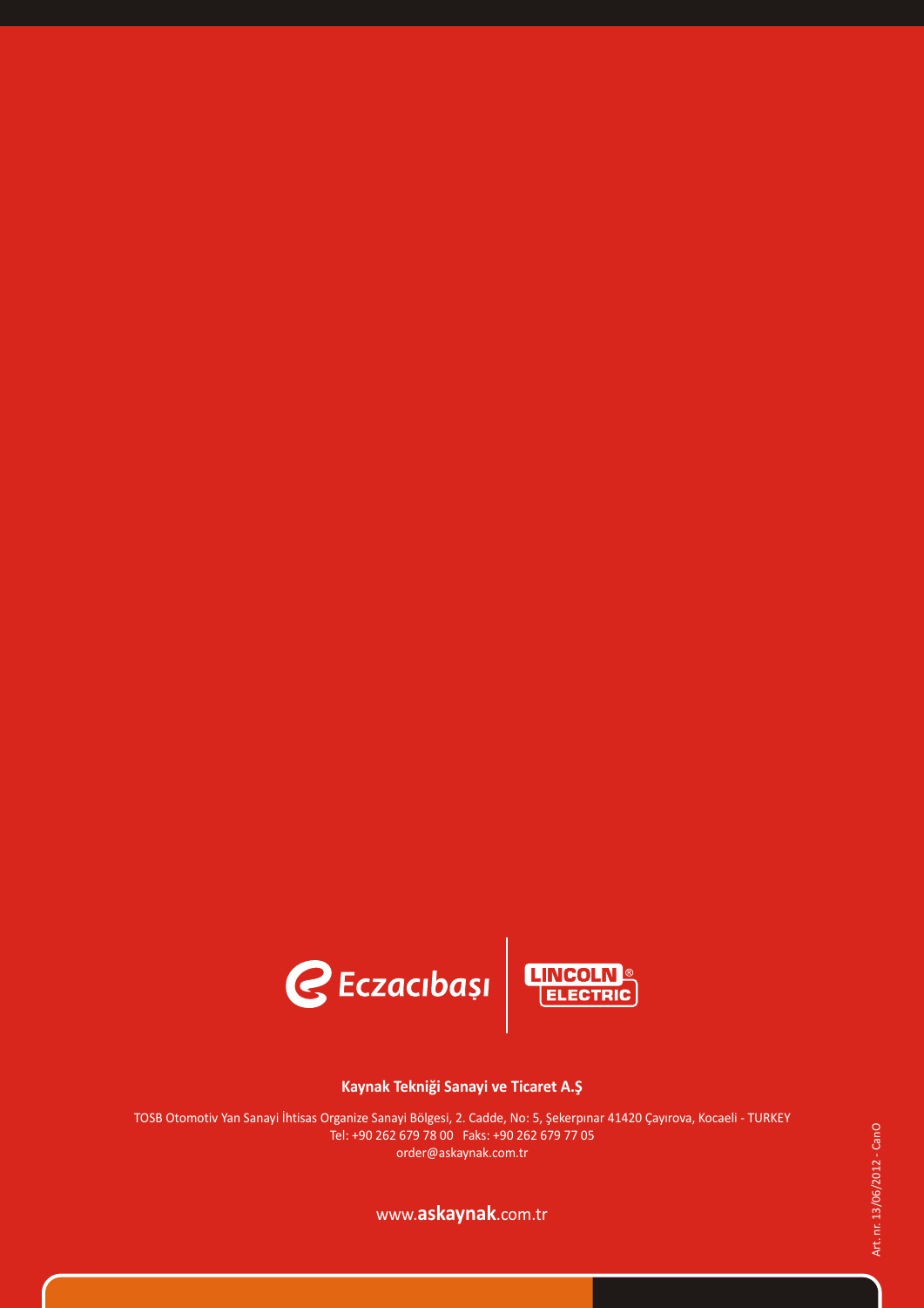Eczacıbaşı | LINCOLN® ELECTRIC

**Kaynak Tekniği Sanayi ve Ticaret A.Ş**

TOSB Otomotiv Yan Sanayi İhtisas Organize Sanayi Bölgesi, 2. Cadde, No: 5, Şekerpınar 41420 Çayırova, Kocaeli - TURKEY
Tel: +90 262 679 78 00 Faks: +90 262 679 77 05
order@askaynak.com.tr

www.**askaynak**.com.tr

Art. nr. 13/06/2012 - CanO